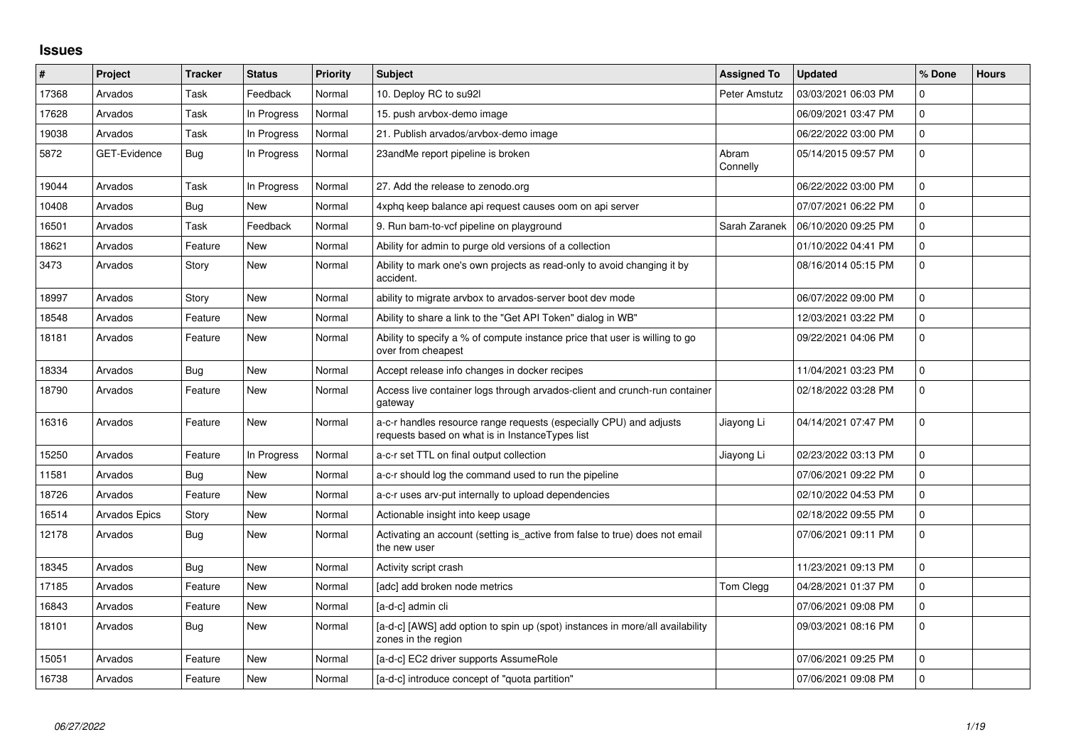# Issues

| # | Project | Tracker | Status | Priority | Subject | Assigned To | Updated | % Done | Hours |
|---|---|---|---|---|---|---|---|---|---|
| 17368 | Arvados | Task | Feedback | Normal | 10. Deploy RC to su92l | Peter Amstutz | 03/03/2021 06:03 PM | 0 | |
| 17628 | Arvados | Task | In Progress | Normal | 15. push arvbox-demo image | | 06/09/2021 03:47 PM | 0 | |
| 19038 | Arvados | Task | In Progress | Normal | 21. Publish arvados/arvbox-demo image | | 06/22/2022 03:00 PM | 0 | |
| 5872 | GET-Evidence | Bug | In Progress | Normal | 23andMe report pipeline is broken | Abram Connelly | 05/14/2015 09:57 PM | 0 | |
| 19044 | Arvados | Task | In Progress | Normal | 27. Add the release to zenodo.org | | 06/22/2022 03:00 PM | 0 | |
| 10408 | Arvados | Bug | New | Normal | 4xphq keep balance api request causes oom on api server | | 07/07/2021 06:22 PM | 0 | |
| 16501 | Arvados | Task | Feedback | Normal | 9. Run bam-to-vcf pipeline on playground | Sarah Zaranek | 06/10/2020 09:25 PM | 0 | |
| 18621 | Arvados | Feature | New | Normal | Ability for admin to purge old versions of a collection | | 01/10/2022 04:41 PM | 0 | |
| 3473 | Arvados | Story | New | Normal | Ability to mark one's own projects as read-only to avoid changing it by accident. | | 08/16/2014 05:15 PM | 0 | |
| 18997 | Arvados | Story | New | Normal | ability to migrate arvbox to arvados-server boot dev mode | | 06/07/2022 09:00 PM | 0 | |
| 18548 | Arvados | Feature | New | Normal | Ability to share a link to the "Get API Token" dialog in WB" | | 12/03/2021 03:22 PM | 0 | |
| 18181 | Arvados | Feature | New | Normal | Ability to specify a % of compute instance price that user is willing to go over from cheapest | | 09/22/2021 04:06 PM | 0 | |
| 18334 | Arvados | Bug | New | Normal | Accept release info changes in docker recipes | | 11/04/2021 03:23 PM | 0 | |
| 18790 | Arvados | Feature | New | Normal | Access live container logs through arvados-client and crunch-run container gateway | | 02/18/2022 03:28 PM | 0 | |
| 16316 | Arvados | Feature | New | Normal | a-c-r handles resource range requests (especially CPU) and adjusts requests based on what is in InstanceTypes list | Jiayong Li | 04/14/2021 07:47 PM | 0 | |
| 15250 | Arvados | Feature | In Progress | Normal | a-c-r set TTL on final output collection | Jiayong Li | 02/23/2022 03:13 PM | 0 | |
| 11581 | Arvados | Bug | New | Normal | a-c-r should log the command used to run the pipeline | | 07/06/2021 09:22 PM | 0 | |
| 18726 | Arvados | Feature | New | Normal | a-c-r uses arv-put internally to upload dependencies | | 02/10/2022 04:53 PM | 0 | |
| 16514 | Arvados Epics | Story | New | Normal | Actionable insight into keep usage | | 02/18/2022 09:55 PM | 0 | |
| 12178 | Arvados | Bug | New | Normal | Activating an account (setting is_active from false to true) does not email the new user | | 07/06/2021 09:11 PM | 0 | |
| 18345 | Arvados | Bug | New | Normal | Activity script crash | | 11/23/2021 09:13 PM | 0 | |
| 17185 | Arvados | Feature | New | Normal | [adc] add broken node metrics | Tom Clegg | 04/28/2021 01:37 PM | 0 | |
| 16843 | Arvados | Feature | New | Normal | [a-d-c] admin cli | | 07/06/2021 09:08 PM | 0 | |
| 18101 | Arvados | Bug | New | Normal | [a-d-c] [AWS] add option to spin up (spot) instances in more/all availability zones in the region | | 09/03/2021 08:16 PM | 0 | |
| 15051 | Arvados | Feature | New | Normal | [a-d-c] EC2 driver supports AssumeRole | | 07/06/2021 09:25 PM | 0 | |
| 16738 | Arvados | Feature | New | Normal | [a-d-c] introduce concept of "quota partition" | | 07/06/2021 09:08 PM | 0 | |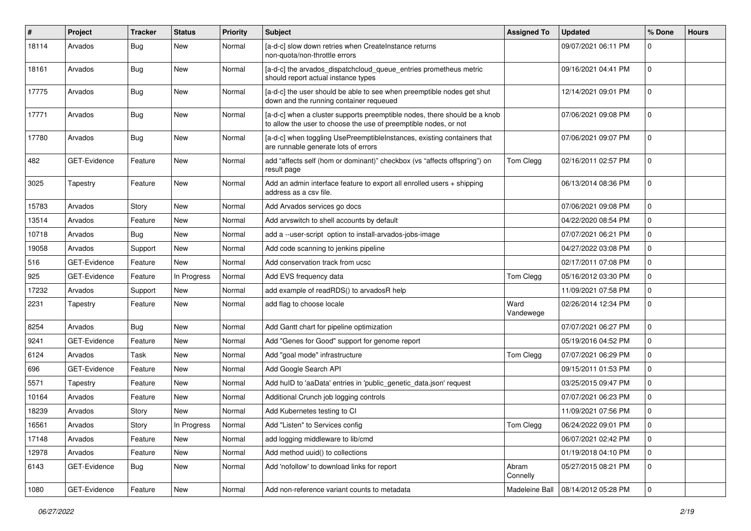| # | Project | Tracker | Status | Priority | Subject | Assigned To | Updated | % Done | Hours |
|---|---|---|---|---|---|---|---|---|---|
| 18114 | Arvados | Bug | New | Normal | [a-d-c] slow down retries when CreateInstance returns non-quota/non-throttle errors | | 09/07/2021 06:11 PM | 0 | |
| 18161 | Arvados | Bug | New | Normal | [a-d-c] the arvados_dispatchcloud_queue_entries prometheus metric should report actual instance types | | 09/16/2021 04:41 PM | 0 | |
| 17775 | Arvados | Bug | New | Normal | [a-d-c] the user should be able to see when preemptible nodes get shut down and the running container requeued | | 12/14/2021 09:01 PM | 0 | |
| 17771 | Arvados | Bug | New | Normal | [a-d-c] when a cluster supports preemptible nodes, there should be a knob to allow the user to choose the use of preemptible nodes, or not | | 07/06/2021 09:08 PM | 0 | |
| 17780 | Arvados | Bug | New | Normal | [a-d-c] when toggling UsePreemptibleInstances, existing containers that are runnable generate lots of errors | | 07/06/2021 09:07 PM | 0 | |
| 482 | GET-Evidence | Feature | New | Normal | add “affects self (hom or dominant)” checkbox (vs “affects offspring”) on result page | Tom Clegg | 02/16/2011 02:57 PM | 0 | |
| 3025 | Tapestry | Feature | New | Normal | Add an admin interface feature to export all enrolled users + shipping address as a csv file. | | 06/13/2014 08:36 PM | 0 | |
| 15783 | Arvados | Story | New | Normal | Add Arvados services go docs | | 07/06/2021 09:08 PM | 0 | |
| 13514 | Arvados | Feature | New | Normal | Add arvswitch to shell accounts by default | | 04/22/2020 08:54 PM | 0 | |
| 10718 | Arvados | Bug | New | Normal | add a --user-script option to install-arvados-jobs-image | | 07/07/2021 06:21 PM | 0 | |
| 19058 | Arvados | Support | New | Normal | Add code scanning to jenkins pipeline | | 04/27/2022 03:08 PM | 0 | |
| 516 | GET-Evidence | Feature | New | Normal | Add conservation track from ucsc | | 02/17/2011 07:08 PM | 0 | |
| 925 | GET-Evidence | Feature | In Progress | Normal | Add EVS frequency data | Tom Clegg | 05/16/2012 03:30 PM | 0 | |
| 17232 | Arvados | Support | New | Normal | add example of readRDS() to arvadosR help | | 11/09/2021 07:58 PM | 0 | |
| 2231 | Tapestry | Feature | New | Normal | add flag to choose locale | Ward Vandewege | 02/26/2014 12:34 PM | 0 | |
| 8254 | Arvados | Bug | New | Normal | Add Gantt chart for pipeline optimization | | 07/07/2021 06:27 PM | 0 | |
| 9241 | GET-Evidence | Feature | New | Normal | Add "Genes for Good" support for genome report | | 05/19/2016 04:52 PM | 0 | |
| 6124 | Arvados | Task | New | Normal | Add "goal mode" infrastructure | Tom Clegg | 07/07/2021 06:29 PM | 0 | |
| 696 | GET-Evidence | Feature | New | Normal | Add Google Search API | | 09/15/2011 01:53 PM | 0 | |
| 5571 | Tapestry | Feature | New | Normal | Add huID to 'aaData' entries in 'public_genetic_data.json' request | | 03/25/2015 09:47 PM | 0 | |
| 10164 | Arvados | Feature | New | Normal | Additional Crunch job logging controls | | 07/07/2021 06:23 PM | 0 | |
| 18239 | Arvados | Story | New | Normal | Add Kubernetes testing to CI | | 11/09/2021 07:56 PM | 0 | |
| 16561 | Arvados | Story | In Progress | Normal | Add "Listen" to Services config | Tom Clegg | 06/24/2022 09:01 PM | 0 | |
| 17148 | Arvados | Feature | New | Normal | add logging middleware to lib/cmd | | 06/07/2021 02:42 PM | 0 | |
| 12978 | Arvados | Feature | New | Normal | Add method uuid() to collections | | 01/19/2018 04:10 PM | 0 | |
| 6143 | GET-Evidence | Bug | New | Normal | Add 'nofollow' to download links for report | Abram Connelly | 05/27/2015 08:21 PM | 0 | |
| 1080 | GET-Evidence | Feature | New | Normal | Add non-reference variant counts to metadata | Madeleine Ball | 08/14/2012 05:28 PM | 0 | |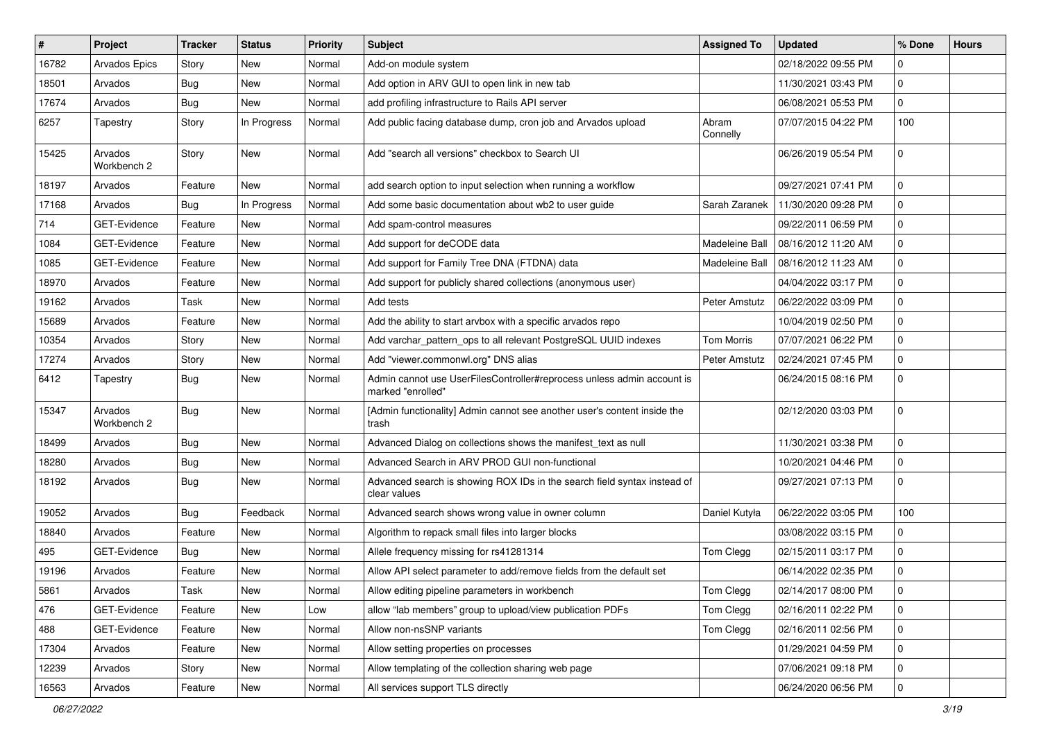| # | Project | Tracker | Status | Priority | Subject | Assigned To | Updated | % Done | Hours |
|---|---|---|---|---|---|---|---|---|---|
| 16782 | Arvados Epics | Story | New | Normal | Add-on module system | | 02/18/2022 09:55 PM | 0 | |
| 18501 | Arvados | Bug | New | Normal | Add option in ARV GUI to open link in new tab | | 11/30/2021 03:43 PM | 0 | |
| 17674 | Arvados | Bug | New | Normal | add profiling infrastructure to Rails API server | | 06/08/2021 05:53 PM | 0 | |
| 6257 | Tapestry | Story | In Progress | Normal | Add public facing database dump, cron job and Arvados upload | Abram Connelly | 07/07/2015 04:22 PM | 100 | |
| 15425 | Arvados Workbench 2 | Story | New | Normal | Add "search all versions" checkbox to Search UI | | 06/26/2019 05:54 PM | 0 | |
| 18197 | Arvados | Feature | New | Normal | add search option to input selection when running a workflow | | 09/27/2021 07:41 PM | 0 | |
| 17168 | Arvados | Bug | In Progress | Normal | Add some basic documentation about wb2 to user guide | Sarah Zaranek | 11/30/2020 09:28 PM | 0 | |
| 714 | GET-Evidence | Feature | New | Normal | Add spam-control measures | | 09/22/2011 06:59 PM | 0 | |
| 1084 | GET-Evidence | Feature | New | Normal | Add support for deCODE data | Madeleine Ball | 08/16/2012 11:20 AM | 0 | |
| 1085 | GET-Evidence | Feature | New | Normal | Add support for Family Tree DNA (FTDNA) data | Madeleine Ball | 08/16/2012 11:23 AM | 0 | |
| 18970 | Arvados | Feature | New | Normal | Add support for publicly shared collections (anonymous user) | | 04/04/2022 03:17 PM | 0 | |
| 19162 | Arvados | Task | New | Normal | Add tests | Peter Amstutz | 06/22/2022 03:09 PM | 0 | |
| 15689 | Arvados | Feature | New | Normal | Add the ability to start arvbox with a specific arvados repo | | 10/04/2019 02:50 PM | 0 | |
| 10354 | Arvados | Story | New | Normal | Add varchar_pattern_ops to all relevant PostgreSQL UUID indexes | Tom Morris | 07/07/2021 06:22 PM | 0 | |
| 17274 | Arvados | Story | New | Normal | Add "viewer.commonwl.org" DNS alias | Peter Amstutz | 02/24/2021 07:45 PM | 0 | |
| 6412 | Tapestry | Bug | New | Normal | Admin cannot use UserFilesController#reprocess unless admin account is marked "enrolled" | | 06/24/2015 08:16 PM | 0 | |
| 15347 | Arvados Workbench 2 | Bug | New | Normal | [Admin functionality] Admin cannot see another user's content inside the trash | | 02/12/2020 03:03 PM | 0 | |
| 18499 | Arvados | Bug | New | Normal | Advanced Dialog on collections shows the manifest_text as null | | 11/30/2021 03:38 PM | 0 | |
| 18280 | Arvados | Bug | New | Normal | Advanced Search in ARV PROD GUI non-functional | | 10/20/2021 04:46 PM | 0 | |
| 18192 | Arvados | Bug | New | Normal | Advanced search is showing ROX IDs in the search field syntax instead of clear values | | 09/27/2021 07:13 PM | 0 | |
| 19052 | Arvados | Bug | Feedback | Normal | Advanced search shows wrong value in owner column | Daniel Kutyła | 06/22/2022 03:05 PM | 100 | |
| 18840 | Arvados | Feature | New | Normal | Algorithm to repack small files into larger blocks | | 03/08/2022 03:15 PM | 0 | |
| 495 | GET-Evidence | Bug | New | Normal | Allele frequency missing for rs41281314 | Tom Clegg | 02/15/2011 03:17 PM | 0 | |
| 19196 | Arvados | Feature | New | Normal | Allow API select parameter to add/remove fields from the default set | | 06/14/2022 02:35 PM | 0 | |
| 5861 | Arvados | Task | New | Normal | Allow editing pipeline parameters in workbench | Tom Clegg | 02/14/2017 08:00 PM | 0 | |
| 476 | GET-Evidence | Feature | New | Low | allow "lab members" group to upload/view publication PDFs | Tom Clegg | 02/16/2011 02:22 PM | 0 | |
| 488 | GET-Evidence | Feature | New | Normal | Allow non-nsSNP variants | Tom Clegg | 02/16/2011 02:56 PM | 0 | |
| 17304 | Arvados | Feature | New | Normal | Allow setting properties on processes | | 01/29/2021 04:59 PM | 0 | |
| 12239 | Arvados | Story | New | Normal | Allow templating of the collection sharing web page | | 07/06/2021 09:18 PM | 0 | |
| 16563 | Arvados | Feature | New | Normal | All services support TLS directly | | 06/24/2020 06:56 PM | 0 | |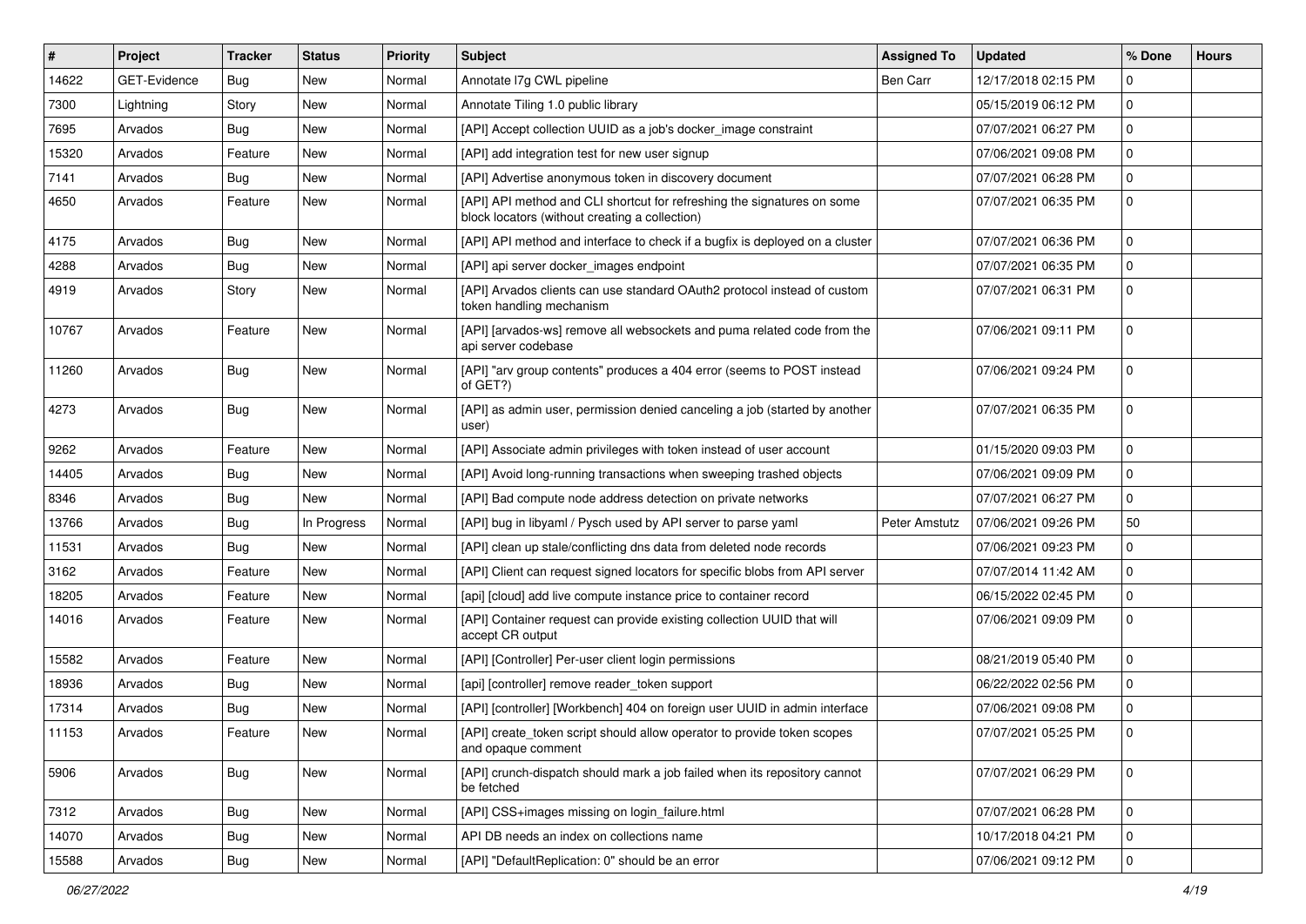| # | Project | Tracker | Status | Priority | Subject | Assigned To | Updated | % Done | Hours |
|---|---|---|---|---|---|---|---|---|---|
| 14622 | GET-Evidence | Bug | New | Normal | Annotate l7g CWL pipeline | Ben Carr | 12/17/2018 02:15 PM | 0 | |
| 7300 | Lightning | Story | New | Normal | Annotate Tiling 1.0 public library | | 05/15/2019 06:12 PM | 0 | |
| 7695 | Arvados | Bug | New | Normal | [API] Accept collection UUID as a job's docker_image constraint | | 07/07/2021 06:27 PM | 0 | |
| 15320 | Arvados | Feature | New | Normal | [API] add integration test for new user signup | | 07/06/2021 09:08 PM | 0 | |
| 7141 | Arvados | Bug | New | Normal | [API] Advertise anonymous token in discovery document | | 07/07/2021 06:28 PM | 0 | |
| 4650 | Arvados | Feature | New | Normal | [API] API method and CLI shortcut for refreshing the signatures on some block locators (without creating a collection) | | 07/07/2021 06:35 PM | 0 | |
| 4175 | Arvados | Bug | New | Normal | [API] API method and interface to check if a bugfix is deployed on a cluster | | 07/07/2021 06:36 PM | 0 | |
| 4288 | Arvados | Bug | New | Normal | [API] api server docker_images endpoint | | 07/07/2021 06:35 PM | 0 | |
| 4919 | Arvados | Story | New | Normal | [API] Arvados clients can use standard OAuth2 protocol instead of custom token handling mechanism | | 07/07/2021 06:31 PM | 0 | |
| 10767 | Arvados | Feature | New | Normal | [API] [arvados-ws] remove all websockets and puma related code from the api server codebase | | 07/06/2021 09:11 PM | 0 | |
| 11260 | Arvados | Bug | New | Normal | [API] "arv group contents" produces a 404 error (seems to POST instead of GET?) | | 07/06/2021 09:24 PM | 0 | |
| 4273 | Arvados | Bug | New | Normal | [API] as admin user, permission denied canceling a job (started by another user) | | 07/07/2021 06:35 PM | 0 | |
| 9262 | Arvados | Feature | New | Normal | [API] Associate admin privileges with token instead of user account | | 01/15/2020 09:03 PM | 0 | |
| 14405 | Arvados | Bug | New | Normal | [API] Avoid long-running transactions when sweeping trashed objects | | 07/06/2021 09:09 PM | 0 | |
| 8346 | Arvados | Bug | New | Normal | [API] Bad compute node address detection on private networks | | 07/07/2021 06:27 PM | 0 | |
| 13766 | Arvados | Bug | In Progress | Normal | [API] bug in libyaml / Pysch used by API server to parse yaml | Peter Amstutz | 07/06/2021 09:26 PM | 50 | |
| 11531 | Arvados | Bug | New | Normal | [API] clean up stale/conflicting dns data from deleted node records | | 07/06/2021 09:23 PM | 0 | |
| 3162 | Arvados | Feature | New | Normal | [API] Client can request signed locators for specific blobs from API server | | 07/07/2014 11:42 AM | 0 | |
| 18205 | Arvados | Feature | New | Normal | [api] [cloud] add live compute instance price to container record | | 06/15/2022 02:45 PM | 0 | |
| 14016 | Arvados | Feature | New | Normal | [API] Container request can provide existing collection UUID that will accept CR output | | 07/06/2021 09:09 PM | 0 | |
| 15582 | Arvados | Feature | New | Normal | [API] [Controller] Per-user client login permissions | | 08/21/2019 05:40 PM | 0 | |
| 18936 | Arvados | Bug | New | Normal | [api] [controller] remove reader_token support | | 06/22/2022 02:56 PM | 0 | |
| 17314 | Arvados | Bug | New | Normal | [API] [controller] [Workbench] 404 on foreign user UUID in admin interface | | 07/06/2021 09:08 PM | 0 | |
| 11153 | Arvados | Feature | New | Normal | [API] create_token script should allow operator to provide token scopes and opaque comment | | 07/07/2021 05:25 PM | 0 | |
| 5906 | Arvados | Bug | New | Normal | [API] crunch-dispatch should mark a job failed when its repository cannot be fetched | | 07/07/2021 06:29 PM | 0 | |
| 7312 | Arvados | Bug | New | Normal | [API] CSS+images missing on login_failure.html | | 07/07/2021 06:28 PM | 0 | |
| 14070 | Arvados | Bug | New | Normal | API DB needs an index on collections name | | 10/17/2018 04:21 PM | 0 | |
| 15588 | Arvados | Bug | New | Normal | [API] "DefaultReplication: 0" should be an error | | 07/06/2021 09:12 PM | 0 | |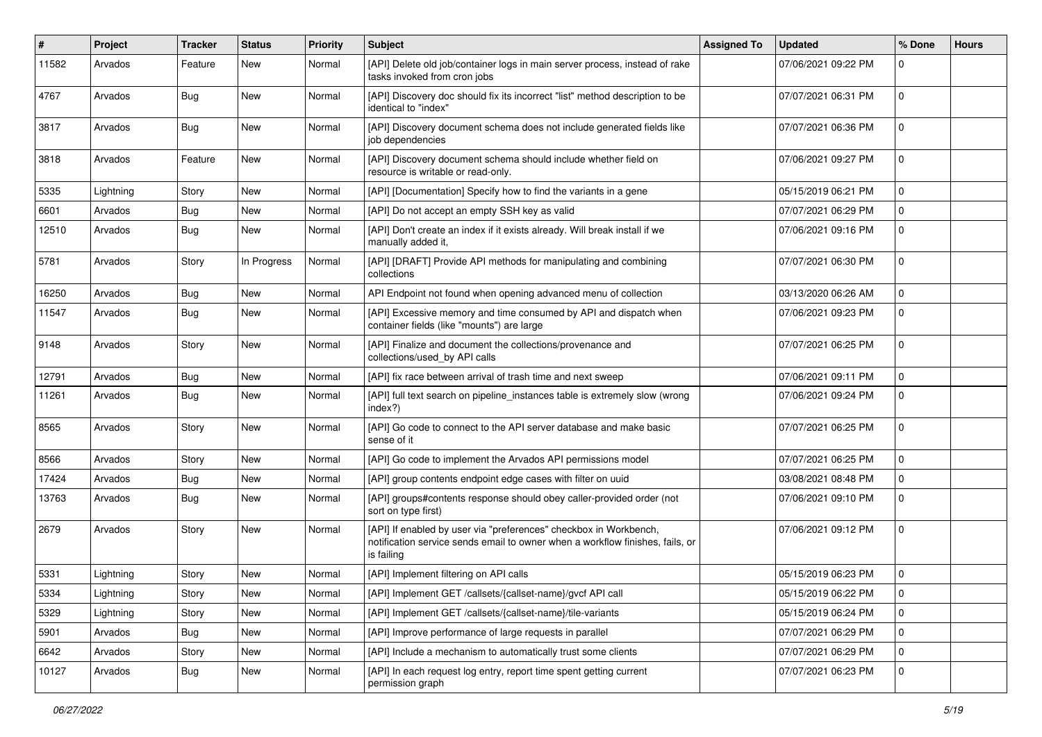| # | Project | Tracker | Status | Priority | Subject | Assigned To | Updated | % Done | Hours |
|---|---|---|---|---|---|---|---|---|---|
| 11582 | Arvados | Feature | New | Normal | [API] Delete old job/container logs in main server process, instead of rake tasks invoked from cron jobs | | 07/06/2021 09:22 PM | 0 | |
| 4767 | Arvados | Bug | New | Normal | [API] Discovery doc should fix its incorrect "list" method description to be identical to "index" | | 07/07/2021 06:31 PM | 0 | |
| 3817 | Arvados | Bug | New | Normal | [API] Discovery document schema does not include generated fields like job dependencies | | 07/07/2021 06:36 PM | 0 | |
| 3818 | Arvados | Feature | New | Normal | [API] Discovery document schema should include whether field on resource is writable or read-only. | | 07/06/2021 09:27 PM | 0 | |
| 5335 | Lightning | Story | New | Normal | [API] [Documentation] Specify how to find the variants in a gene | | 05/15/2019 06:21 PM | 0 | |
| 6601 | Arvados | Bug | New | Normal | [API] Do not accept an empty SSH key as valid | | 07/07/2021 06:29 PM | 0 | |
| 12510 | Arvados | Bug | New | Normal | [API] Don't create an index if it exists already. Will break install if we manually added it, | | 07/06/2021 09:16 PM | 0 | |
| 5781 | Arvados | Story | In Progress | Normal | [API] [DRAFT] Provide API methods for manipulating and combining collections | | 07/07/2021 06:30 PM | 0 | |
| 16250 | Arvados | Bug | New | Normal | API Endpoint not found when opening advanced menu of collection | | 03/13/2020 06:26 AM | 0 | |
| 11547 | Arvados | Bug | New | Normal | [API] Excessive memory and time consumed by API and dispatch when container fields (like "mounts") are large | | 07/06/2021 09:23 PM | 0 | |
| 9148 | Arvados | Story | New | Normal | [API] Finalize and document the collections/provenance and collections/used_by API calls | | 07/07/2021 06:25 PM | 0 | |
| 12791 | Arvados | Bug | New | Normal | [API] fix race between arrival of trash time and next sweep | | 07/06/2021 09:11 PM | 0 | |
| 11261 | Arvados | Bug | New | Normal | [API] full text search on pipeline_instances table is extremely slow (wrong index?) | | 07/06/2021 09:24 PM | 0 | |
| 8565 | Arvados | Story | New | Normal | [API] Go code to connect to the API server database and make basic sense of it | | 07/07/2021 06:25 PM | 0 | |
| 8566 | Arvados | Story | New | Normal | [API] Go code to implement the Arvados API permissions model | | 07/07/2021 06:25 PM | 0 | |
| 17424 | Arvados | Bug | New | Normal | [API] group contents endpoint edge cases with filter on uuid | | 03/08/2021 08:48 PM | 0 | |
| 13763 | Arvados | Bug | New | Normal | [API] groups#contents response should obey caller-provided order (not sort on type first) | | 07/06/2021 09:10 PM | 0 | |
| 2679 | Arvados | Story | New | Normal | [API] If enabled by user via "preferences" checkbox in Workbench, notification service sends email to owner when a workflow finishes, fails, or is failing | | 07/06/2021 09:12 PM | 0 | |
| 5331 | Lightning | Story | New | Normal | [API] Implement filtering on API calls | | 05/15/2019 06:23 PM | 0 | |
| 5334 | Lightning | Story | New | Normal | [API] Implement GET /callsets/{callset-name}/gvcf API call | | 05/15/2019 06:22 PM | 0 | |
| 5329 | Lightning | Story | New | Normal | [API] Implement GET /callsets/{callset-name}/tile-variants | | 05/15/2019 06:24 PM | 0 | |
| 5901 | Arvados | Bug | New | Normal | [API] Improve performance of large requests in parallel | | 07/07/2021 06:29 PM | 0 | |
| 6642 | Arvados | Story | New | Normal | [API] Include a mechanism to automatically trust some clients | | 07/07/2021 06:29 PM | 0 | |
| 10127 | Arvados | Bug | New | Normal | [API] In each request log entry, report time spent getting current permission graph | | 07/07/2021 06:23 PM | 0 | |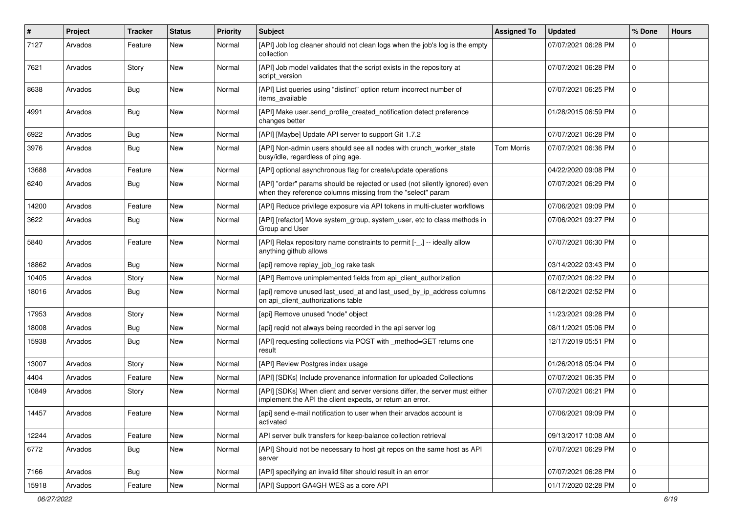| # | Project | Tracker | Status | Priority | Subject | Assigned To | Updated | % Done | Hours |
|---|---|---|---|---|---|---|---|---|---|
| 7127 | Arvados | Feature | New | Normal | [API] Job log cleaner should not clean logs when the job's log is the empty collection | | 07/07/2021 06:28 PM | 0 | |
| 7621 | Arvados | Story | New | Normal | [API] Job model validates that the script exists in the repository at script_version | | 07/07/2021 06:28 PM | 0 | |
| 8638 | Arvados | Bug | New | Normal | [API] List queries using "distinct" option return incorrect number of items_available | | 07/07/2021 06:25 PM | 0 | |
| 4991 | Arvados | Bug | New | Normal | [API] Make user.send_profile_created_notification detect preference changes better | | 01/28/2015 06:59 PM | 0 | |
| 6922 | Arvados | Bug | New | Normal | [API] [Maybe] Update API server to support Git 1.7.2 | | 07/07/2021 06:28 PM | 0 | |
| 3976 | Arvados | Bug | New | Normal | [API] Non-admin users should see all nodes with crunch_worker_state busy/idle, regardless of ping age. | Tom Morris | 07/07/2021 06:36 PM | 0 | |
| 13688 | Arvados | Feature | New | Normal | [API] optional asynchronous flag for create/update operations | | 04/22/2020 09:08 PM | 0 | |
| 6240 | Arvados | Bug | New | Normal | [API] "order" params should be rejected or used (not silently ignored) even when they reference columns missing from the "select" param | | 07/07/2021 06:29 PM | 0 | |
| 14200 | Arvados | Feature | New | Normal | [API] Reduce privilege exposure via API tokens in multi-cluster workflows | | 07/06/2021 09:09 PM | 0 | |
| 3622 | Arvados | Bug | New | Normal | [API] [refactor] Move system_group, system_user, etc to class methods in Group and User | | 07/06/2021 09:27 PM | 0 | |
| 5840 | Arvados | Feature | New | Normal | [API] Relax repository name constraints to permit [-_.] -- ideally allow anything github allows | | 07/07/2021 06:30 PM | 0 | |
| 18862 | Arvados | Bug | New | Normal | [api] remove replay_job_log rake task | | 03/14/2022 03:43 PM | 0 | |
| 10405 | Arvados | Story | New | Normal | [API] Remove unimplemented fields from api_client_authorization | | 07/07/2021 06:22 PM | 0 | |
| 18016 | Arvados | Bug | New | Normal | [api] remove unused last_used_at and last_used_by_ip_address columns on api_client_authorizations table | | 08/12/2021 02:52 PM | 0 | |
| 17953 | Arvados | Story | New | Normal | [api] Remove unused "node" object | | 11/23/2021 09:28 PM | 0 | |
| 18008 | Arvados | Bug | New | Normal | [api] reqid not always being recorded in the api server log | | 08/11/2021 05:06 PM | 0 | |
| 15938 | Arvados | Bug | New | Normal | [API] requesting collections via POST with _method=GET returns one result | | 12/17/2019 05:51 PM | 0 | |
| 13007 | Arvados | Story | New | Normal | [API] Review Postgres index usage | | 01/26/2018 05:04 PM | 0 | |
| 4404 | Arvados | Feature | New | Normal | [API] [SDKs] Include provenance information for uploaded Collections | | 07/07/2021 06:35 PM | 0 | |
| 10849 | Arvados | Story | New | Normal | [API] [SDKs] When client and server versions differ, the server must either implement the API the client expects, or return an error. | | 07/07/2021 06:21 PM | 0 | |
| 14457 | Arvados | Feature | New | Normal | [api] send e-mail notification to user when their arvados account is activated | | 07/06/2021 09:09 PM | 0 | |
| 12244 | Arvados | Feature | New | Normal | API server bulk transfers for keep-balance collection retrieval | | 09/13/2017 10:08 AM | 0 | |
| 6772 | Arvados | Bug | New | Normal | [API] Should not be necessary to host git repos on the same host as API server | | 07/07/2021 06:29 PM | 0 | |
| 7166 | Arvados | Bug | New | Normal | [API] specifying an invalid filter should result in an error | | 07/07/2021 06:28 PM | 0 | |
| 15918 | Arvados | Feature | New | Normal | [API] Support GA4GH WES as a core API | | 01/17/2020 02:28 PM | 0 | |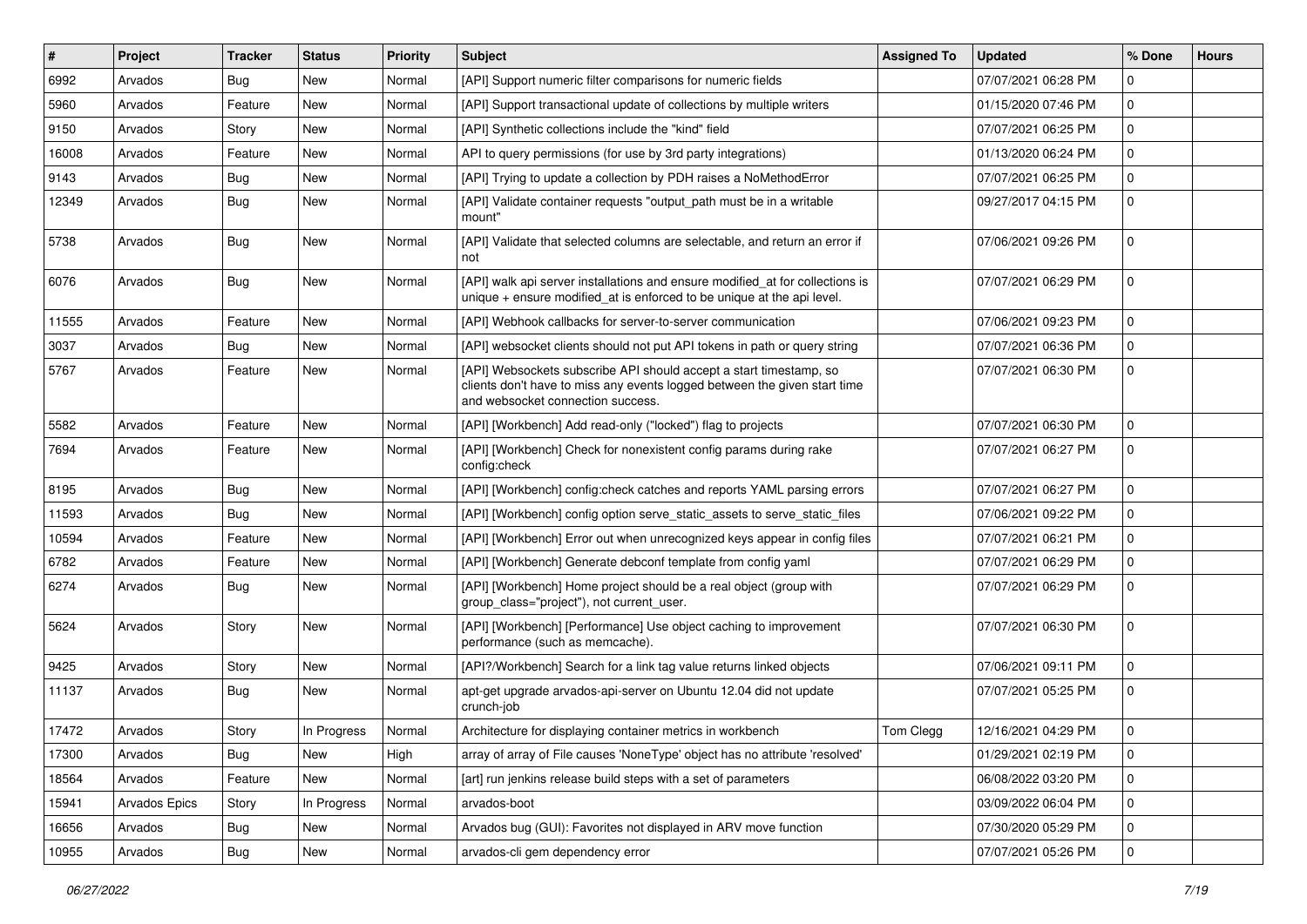| # | Project | Tracker | Status | Priority | Subject | Assigned To | Updated | % Done | Hours |
|---|---|---|---|---|---|---|---|---|---|
| 6992 | Arvados | Bug | New | Normal | [API] Support numeric filter comparisons for numeric fields | | 07/07/2021 06:28 PM | 0 | |
| 5960 | Arvados | Feature | New | Normal | [API] Support transactional update of collections by multiple writers | | 01/15/2020 07:46 PM | 0 | |
| 9150 | Arvados | Story | New | Normal | [API] Synthetic collections include the "kind" field | | 07/07/2021 06:25 PM | 0 | |
| 16008 | Arvados | Feature | New | Normal | API to query permissions (for use by 3rd party integrations) | | 01/13/2020 06:24 PM | 0 | |
| 9143 | Arvados | Bug | New | Normal | [API] Trying to update a collection by PDH raises a NoMethodError | | 07/07/2021 06:25 PM | 0 | |
| 12349 | Arvados | Bug | New | Normal | [API] Validate container requests "output_path must be in a writable mount" | | 09/27/2017 04:15 PM | 0 | |
| 5738 | Arvados | Bug | New | Normal | [API] Validate that selected columns are selectable, and return an error if not | | 07/06/2021 09:26 PM | 0 | |
| 6076 | Arvados | Bug | New | Normal | [API] walk api server installations and ensure modified_at for collections is unique + ensure modified_at is enforced to be unique at the api level. | | 07/07/2021 06:29 PM | 0 | |
| 11555 | Arvados | Feature | New | Normal | [API] Webhook callbacks for server-to-server communication | | 07/06/2021 09:23 PM | 0 | |
| 3037 | Arvados | Bug | New | Normal | [API] websocket clients should not put API tokens in path or query string | | 07/07/2021 06:36 PM | 0 | |
| 5767 | Arvados | Feature | New | Normal | [API] Websockets subscribe API should accept a start timestamp, so clients don't have to miss any events logged between the given start time and websocket connection success. | | 07/07/2021 06:30 PM | 0 | |
| 5582 | Arvados | Feature | New | Normal | [API] [Workbench] Add read-only ("locked") flag to projects | | 07/07/2021 06:30 PM | 0 | |
| 7694 | Arvados | Feature | New | Normal | [API] [Workbench] Check for nonexistent config params during rake config:check | | 07/07/2021 06:27 PM | 0 | |
| 8195 | Arvados | Bug | New | Normal | [API] [Workbench] config:check catches and reports YAML parsing errors | | 07/07/2021 06:27 PM | 0 | |
| 11593 | Arvados | Bug | New | Normal | [API] [Workbench] config option serve_static_assets to serve_static_files | | 07/06/2021 09:22 PM | 0 | |
| 10594 | Arvados | Feature | New | Normal | [API] [Workbench] Error out when unrecognized keys appear in config files | | 07/07/2021 06:21 PM | 0 | |
| 6782 | Arvados | Feature | New | Normal | [API] [Workbench] Generate debconf template from config yaml | | 07/07/2021 06:29 PM | 0 | |
| 6274 | Arvados | Bug | New | Normal | [API] [Workbench] Home project should be a real object (group with group_class="project"), not current_user. | | 07/07/2021 06:29 PM | 0 | |
| 5624 | Arvados | Story | New | Normal | [API] [Workbench] [Performance] Use object caching to improvement performance (such as memcache). | | 07/07/2021 06:30 PM | 0 | |
| 9425 | Arvados | Story | New | Normal | [API?/Workbench] Search for a link tag value returns linked objects | | 07/06/2021 09:11 PM | 0 | |
| 11137 | Arvados | Bug | New | Normal | apt-get upgrade arvados-api-server on Ubuntu 12.04 did not update crunch-job | | 07/07/2021 05:25 PM | 0 | |
| 17472 | Arvados | Story | In Progress | Normal | Architecture for displaying container metrics in workbench | Tom Clegg | 12/16/2021 04:29 PM | 0 | |
| 17300 | Arvados | Bug | New | High | array of array of File causes 'NoneType' object has no attribute 'resolved' | | 01/29/2021 02:19 PM | 0 | |
| 18564 | Arvados | Feature | New | Normal | [art] run jenkins release build steps with a set of parameters | | 06/08/2022 03:20 PM | 0 | |
| 15941 | Arvados Epics | Story | In Progress | Normal | arvados-boot | | 03/09/2022 06:04 PM | 0 | |
| 16656 | Arvados | Bug | New | Normal | Arvados bug (GUI): Favorites not displayed in ARV move function | | 07/30/2020 05:29 PM | 0 | |
| 10955 | Arvados | Bug | New | Normal | arvados-cli gem dependency error | | 07/07/2021 05:26 PM | 0 | |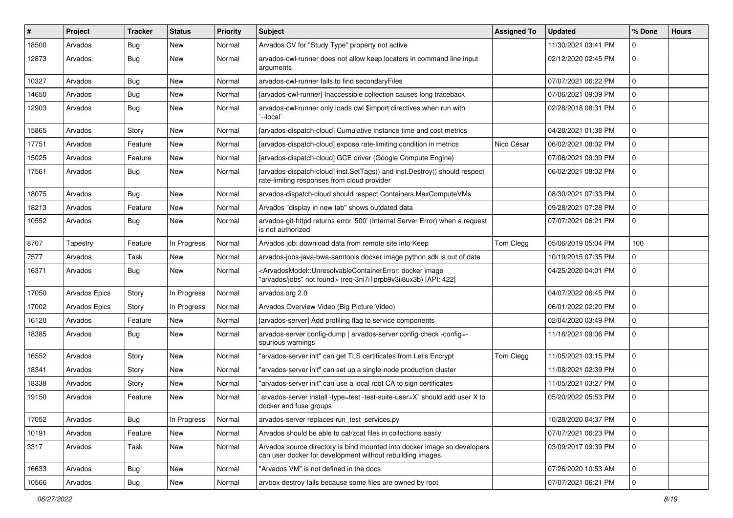| # | Project | Tracker | Status | Priority | Subject | Assigned To | Updated | % Done | Hours |
|---|---|---|---|---|---|---|---|---|---|
| 18500 | Arvados | Bug | New | Normal | Arvados CV for "Study Type" property not active | | 11/30/2021 03:41 PM | 0 | |
| 12873 | Arvados | Bug | New | Normal | arvados-cwl-runner does not allow keep locators in command line input arguments | | 02/12/2020 02:45 PM | 0 | |
| 10327 | Arvados | Bug | New | Normal | arvados-cwl-runner fails to find secondaryFiles | | 07/07/2021 06:22 PM | 0 | |
| 14650 | Arvados | Bug | New | Normal | [arvados-cwl-runner] Inaccessible collection causes long traceback | | 07/06/2021 09:09 PM | 0 | |
| 12903 | Arvados | Bug | New | Normal | arvados-cwl-runner only loads cwl $import directives when run with `--local` | | 02/28/2018 08:31 PM | 0 | |
| 15865 | Arvados | Story | New | Normal | [arvados-dispatch-cloud] Cumulative instance time and cost metrics | | 04/28/2021 01:38 PM | 0 | |
| 17751 | Arvados | Feature | New | Normal | [arvados-dispatch-cloud] expose rate-limiting condition in metrics | Nico César | 06/02/2021 08:02 PM | 0 | |
| 15025 | Arvados | Feature | New | Normal | [arvados-dispatch-cloud] GCE driver (Google Compute Engine) | | 07/06/2021 09:09 PM | 0 | |
| 17561 | Arvados | Bug | New | Normal | [arvados-dispatch-cloud] inst.SetTags() and inst.Destroy() should respect rate-limiting responses from cloud provider | | 06/02/2021 08:02 PM | 0 | |
| 18075 | Arvados | Bug | New | Normal | arvados-dispatch-cloud should respect Containers.MaxComputeVMs | | 08/30/2021 07:33 PM | 0 | |
| 18213 | Arvados | Feature | New | Normal | Arvados "display in new tab" shows outdated data | | 09/28/2021 07:28 PM | 0 | |
| 10552 | Arvados | Bug | New | Normal | arvados-git-httpd returns error '500' (Internal Server Error) when a request is not authorized | | 07/07/2021 06:21 PM | 0 | |
| 8707 | Tapestry | Feature | In Progress | Normal | Arvados job: download data from remote site into Keep | Tom Clegg | 05/06/2019 05:04 PM | 100 | |
| 7577 | Arvados | Task | New | Normal | arvados-jobs-java-bwa-samtools docker image python sdk is out of date | | 10/19/2015 07:35 PM | 0 | |
| 16371 | Arvados | Bug | New | Normal | <ArvadosModel::UnresolvableContainerError: docker image "arvados/jobs" not found> (req-3ni7i1prpb9v3ii8ux3b) [API: 422] | | 04/25/2020 04:01 PM | 0 | |
| 17050 | Arvados Epics | Story | In Progress | Normal | arvados.org 2.0 | | 04/07/2022 06:45 PM | 0 | |
| 17002 | Arvados Epics | Story | In Progress | Normal | Arvados Overview Video (Big Picture Video) | | 06/01/2022 02:20 PM | 0 | |
| 16120 | Arvados | Feature | New | Normal | [arvados-server] Add profiling flag to service components | | 02/04/2020 03:49 PM | 0 | |
| 18385 | Arvados | Bug | New | Normal | arvados-server config-dump \| arvados-server config-check -config=- spurious warnings | | 11/16/2021 09:06 PM | 0 | |
| 16552 | Arvados | Story | New | Normal | "arvados-server init" can get TLS certificates from Let's Encrypt | Tom Clegg | 11/05/2021 03:15 PM | 0 | |
| 18341 | Arvados | Story | New | Normal | "arvados-server init" can set up a single-node production cluster | | 11/08/2021 02:39 PM | 0 | |
| 18338 | Arvados | Story | New | Normal | "arvados-server init" can use a local root CA to sign certificates | | 11/05/2021 03:27 PM | 0 | |
| 19150 | Arvados | Feature | New | Normal | `arvados-server install -type=test -test-suite-user=X` should add user X to docker and fuse groups | | 05/20/2022 05:53 PM | 0 | |
| 17052 | Arvados | Bug | In Progress | Normal | arvados-server replaces run_test_services.py | | 10/28/2020 04:37 PM | 0 | |
| 10191 | Arvados | Feature | New | Normal | Arvados should be able to cat/zcat files in collections easily | | 07/07/2021 06:23 PM | 0 | |
| 3317 | Arvados | Task | New | Normal | Arvados source directory is bind mounted into docker image so developers can user docker for development without rebuilding images. | | 03/09/2017 09:39 PM | 0 | |
| 16633 | Arvados | Bug | New | Normal | "Arvados VM" is not defined in the docs | | 07/26/2020 10:53 AM | 0 | |
| 10566 | Arvados | Bug | New | Normal | arvbox destroy fails because some files are owned by root | | 07/07/2021 06:21 PM | 0 | |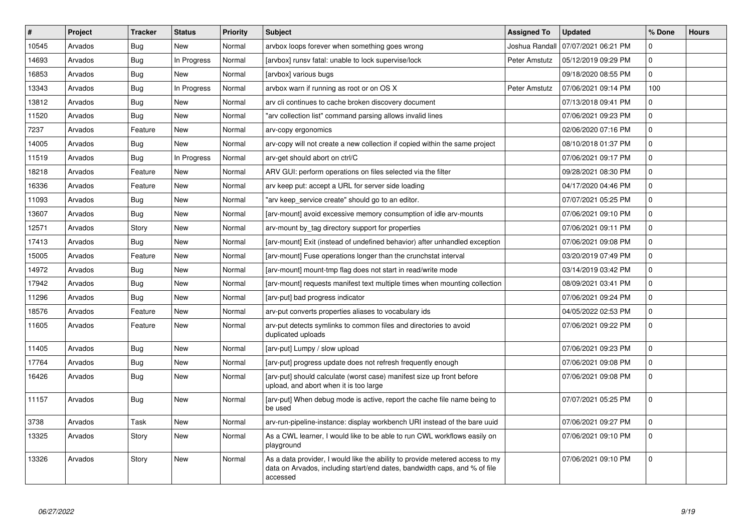| # | Project | Tracker | Status | Priority | Subject | Assigned To | Updated | % Done | Hours |
|---|---|---|---|---|---|---|---|---|---|
| 10545 | Arvados | Bug | New | Normal | arvbox loops forever when something goes wrong | Joshua Randall | 07/07/2021 06:21 PM | 0 | |
| 14693 | Arvados | Bug | In Progress | Normal | [arvbox] runsv fatal: unable to lock supervise/lock | Peter Amstutz | 05/12/2019 09:29 PM | 0 | |
| 16853 | Arvados | Bug | New | Normal | [arvbox] various bugs | | 09/18/2020 08:55 PM | 0 | |
| 13343 | Arvados | Bug | In Progress | Normal | arvbox warn if running as root or on OS X | Peter Amstutz | 07/06/2021 09:14 PM | 100 | |
| 13812 | Arvados | Bug | New | Normal | arv cli continues to cache broken discovery document | | 07/13/2018 09:41 PM | 0 | |
| 11520 | Arvados | Bug | New | Normal | "arv collection list" command parsing allows invalid lines | | 07/06/2021 09:23 PM | 0 | |
| 7237 | Arvados | Feature | New | Normal | arv-copy ergonomics | | 02/06/2020 07:16 PM | 0 | |
| 14005 | Arvados | Bug | New | Normal | arv-copy will not create a new collection if copied within the same project | | 08/10/2018 01:37 PM | 0 | |
| 11519 | Arvados | Bug | In Progress | Normal | arv-get should abort on ctrl/C | | 07/06/2021 09:17 PM | 0 | |
| 18218 | Arvados | Feature | New | Normal | ARV GUI: perform operations on files selected via the filter | | 09/28/2021 08:30 PM | 0 | |
| 16336 | Arvados | Feature | New | Normal | arv keep put: accept a URL for server side loading | | 04/17/2020 04:46 PM | 0 | |
| 11093 | Arvados | Bug | New | Normal | "arv keep_service create" should go to an editor. | | 07/07/2021 05:25 PM | 0 | |
| 13607 | Arvados | Bug | New | Normal | [arv-mount] avoid excessive memory consumption of idle arv-mounts | | 07/06/2021 09:10 PM | 0 | |
| 12571 | Arvados | Story | New | Normal | arv-mount by_tag directory support for properties | | 07/06/2021 09:11 PM | 0 | |
| 17413 | Arvados | Bug | New | Normal | [arv-mount] Exit (instead of undefined behavior) after unhandled exception | | 07/06/2021 09:08 PM | 0 | |
| 15005 | Arvados | Feature | New | Normal | [arv-mount] Fuse operations longer than the crunchstat interval | | 03/20/2019 07:49 PM | 0 | |
| 14972 | Arvados | Bug | New | Normal | [arv-mount] mount-tmp flag does not start in read/write mode | | 03/14/2019 03:42 PM | 0 | |
| 17942 | Arvados | Bug | New | Normal | [arv-mount] requests manifest text multiple times when mounting collection | | 08/09/2021 03:41 PM | 0 | |
| 11296 | Arvados | Bug | New | Normal | [arv-put] bad progress indicator | | 07/06/2021 09:24 PM | 0 | |
| 18576 | Arvados | Feature | New | Normal | arv-put converts properties aliases to vocabulary ids | | 04/05/2022 02:53 PM | 0 | |
| 11605 | Arvados | Feature | New | Normal | arv-put detects symlinks to common files and directories to avoid duplicated uploads | | 07/06/2021 09:22 PM | 0 | |
| 11405 | Arvados | Bug | New | Normal | [arv-put] Lumpy / slow upload | | 07/06/2021 09:23 PM | 0 | |
| 17764 | Arvados | Bug | New | Normal | [arv-put] progress update does not refresh frequently enough | | 07/06/2021 09:08 PM | 0 | |
| 16426 | Arvados | Bug | New | Normal | [arv-put] should calculate (worst case) manifest size up front before upload, and abort when it is too large | | 07/06/2021 09:08 PM | 0 | |
| 11157 | Arvados | Bug | New | Normal | [arv-put] When debug mode is active, report the cache file name being to be used | | 07/07/2021 05:25 PM | 0 | |
| 3738 | Arvados | Task | New | Normal | arv-run-pipeline-instance: display workbench URI instead of the bare uuid | | 07/06/2021 09:27 PM | 0 | |
| 13325 | Arvados | Story | New | Normal | As a CWL learner, I would like to be able to run CWL workflows easily on playground | | 07/06/2021 09:10 PM | 0 | |
| 13326 | Arvados | Story | New | Normal | As a data provider, I would like the ability to provide metered access to my data on Arvados, including start/end dates, bandwidth caps, and % of file accessed | | 07/06/2021 09:10 PM | 0 | |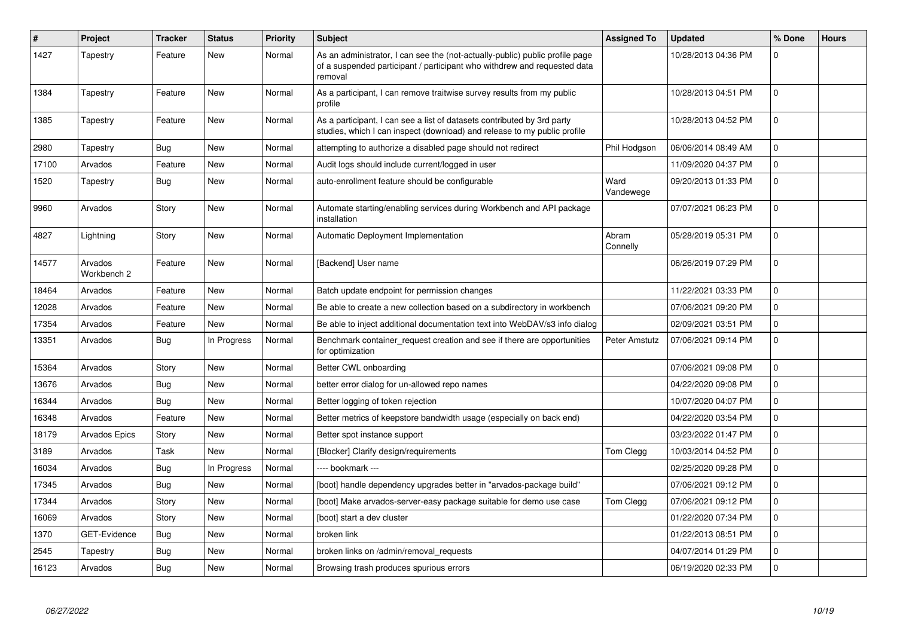| # | Project | Tracker | Status | Priority | Subject | Assigned To | Updated | % Done | Hours |
|---|---|---|---|---|---|---|---|---|---|
| 1427 | Tapestry | Feature | New | Normal | As an administrator, I can see the (not-actually-public) public profile page of a suspended participant / participant who withdrew and requested data removal | | 10/28/2013 04:36 PM | 0 | |
| 1384 | Tapestry | Feature | New | Normal | As a participant, I can remove traitwise survey results from my public profile | | 10/28/2013 04:51 PM | 0 | |
| 1385 | Tapestry | Feature | New | Normal | As a participant, I can see a list of datasets contributed by 3rd party studies, which I can inspect (download) and release to my public profile | | 10/28/2013 04:52 PM | 0 | |
| 2980 | Tapestry | Bug | New | Normal | attempting to authorize a disabled page should not redirect | Phil Hodgson | 06/06/2014 08:49 AM | 0 | |
| 17100 | Arvados | Feature | New | Normal | Audit logs should include current/logged in user | | 11/09/2020 04:37 PM | 0 | |
| 1520 | Tapestry | Bug | New | Normal | auto-enrollment feature should be configurable | Ward Vandewege | 09/20/2013 01:33 PM | 0 | |
| 9960 | Arvados | Story | New | Normal | Automate starting/enabling services during Workbench and API package installation | | 07/07/2021 06:23 PM | 0 | |
| 4827 | Lightning | Story | New | Normal | Automatic Deployment Implementation | Abram Connelly | 05/28/2019 05:31 PM | 0 | |
| 14577 | Arvados Workbench 2 | Feature | New | Normal | [Backend] User name | | 06/26/2019 07:29 PM | 0 | |
| 18464 | Arvados | Feature | New | Normal | Batch update endpoint for permission changes | | 11/22/2021 03:33 PM | 0 | |
| 12028 | Arvados | Feature | New | Normal | Be able to create a new collection based on a subdirectory in workbench | | 07/06/2021 09:20 PM | 0 | |
| 17354 | Arvados | Feature | New | Normal | Be able to inject additional documentation text into WebDAV/s3 info dialog | | 02/09/2021 03:51 PM | 0 | |
| 13351 | Arvados | Bug | In Progress | Normal | Benchmark container_request creation and see if there are opportunities for optimization | Peter Amstutz | 07/06/2021 09:14 PM | 0 | |
| 15364 | Arvados | Story | New | Normal | Better CWL onboarding | | 07/06/2021 09:08 PM | 0 | |
| 13676 | Arvados | Bug | New | Normal | better error dialog for un-allowed repo names | | 04/22/2020 09:08 PM | 0 | |
| 16344 | Arvados | Bug | New | Normal | Better logging of token rejection | | 10/07/2020 04:07 PM | 0 | |
| 16348 | Arvados | Feature | New | Normal | Better metrics of keepstore bandwidth usage (especially on back end) | | 04/22/2020 03:54 PM | 0 | |
| 18179 | Arvados Epics | Story | New | Normal | Better spot instance support | | 03/23/2022 01:47 PM | 0 | |
| 3189 | Arvados | Task | New | Normal | [Blocker] Clarify design/requirements | Tom Clegg | 10/03/2014 04:52 PM | 0 | |
| 16034 | Arvados | Bug | In Progress | Normal | ---- bookmark --- | | 02/25/2020 09:28 PM | 0 | |
| 17345 | Arvados | Bug | New | Normal | [boot] handle dependency upgrades better in "arvados-package build" | | 07/06/2021 09:12 PM | 0 | |
| 17344 | Arvados | Story | New | Normal | [boot] Make arvados-server-easy package suitable for demo use case | Tom Clegg | 07/06/2021 09:12 PM | 0 | |
| 16069 | Arvados | Story | New | Normal | [boot] start a dev cluster | | 01/22/2020 07:34 PM | 0 | |
| 1370 | GET-Evidence | Bug | New | Normal | broken link | | 01/22/2013 08:51 PM | 0 | |
| 2545 | Tapestry | Bug | New | Normal | broken links on /admin/removal_requests | | 04/07/2014 01:29 PM | 0 | |
| 16123 | Arvados | Bug | New | Normal | Browsing trash produces spurious errors | | 06/19/2020 02:33 PM | 0 | |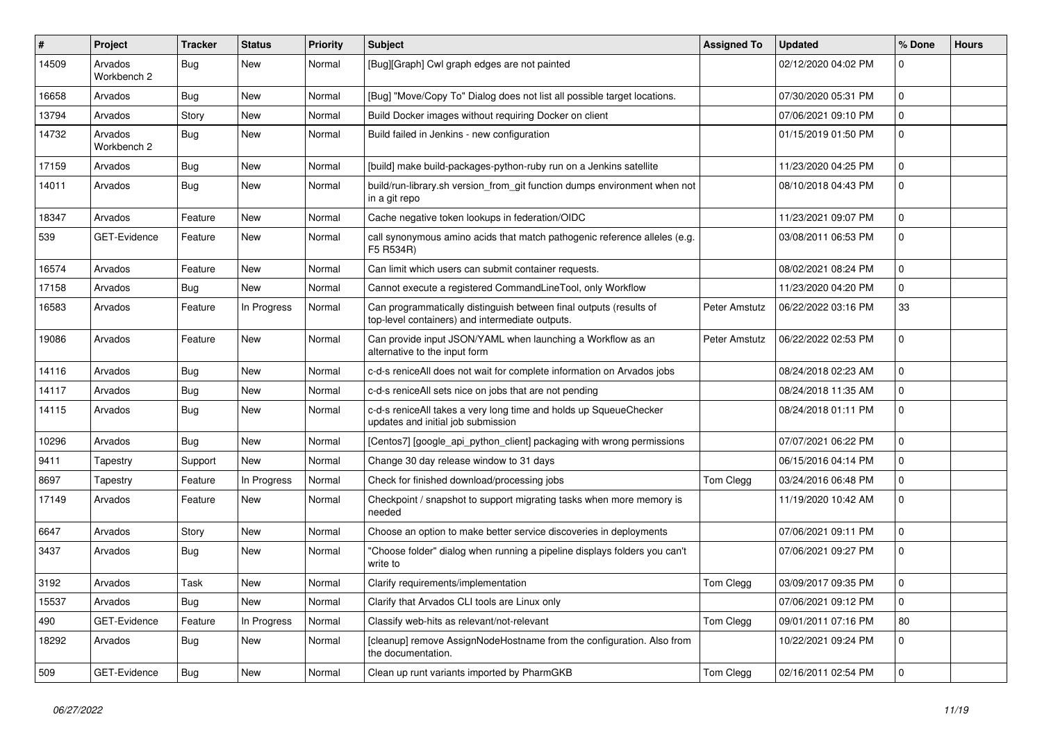| # | Project | Tracker | Status | Priority | Subject | Assigned To | Updated | % Done | Hours |
|---|---|---|---|---|---|---|---|---|---|
| 14509 | Arvados Workbench 2 | Bug | New | Normal | [Bug][Graph] Cwl graph edges are not painted | | 02/12/2020 04:02 PM | 0 | |
| 16658 | Arvados | Bug | New | Normal | [Bug] "Move/Copy To" Dialog does not list all possible target locations. | | 07/30/2020 05:31 PM | 0 | |
| 13794 | Arvados | Story | New | Normal | Build Docker images without requiring Docker on client | | 07/06/2021 09:10 PM | 0 | |
| 14732 | Arvados Workbench 2 | Bug | New | Normal | Build failed in Jenkins - new configuration | | 01/15/2019 01:50 PM | 0 | |
| 17159 | Arvados | Bug | New | Normal | [build] make build-packages-python-ruby run on a Jenkins satellite | | 11/23/2020 04:25 PM | 0 | |
| 14011 | Arvados | Bug | New | Normal | build/run-library.sh version_from_git function dumps environment when not in a git repo | | 08/10/2018 04:43 PM | 0 | |
| 18347 | Arvados | Feature | New | Normal | Cache negative token lookups in federation/OIDC | | 11/23/2021 09:07 PM | 0 | |
| 539 | GET-Evidence | Feature | New | Normal | call synonymous amino acids that match pathogenic reference alleles (e.g. F5 R534R) | | 03/08/2011 06:53 PM | 0 | |
| 16574 | Arvados | Feature | New | Normal | Can limit which users can submit container requests. | | 08/02/2021 08:24 PM | 0 | |
| 17158 | Arvados | Bug | New | Normal | Cannot execute a registered CommandLineTool, only Workflow | | 11/23/2020 04:20 PM | 0 | |
| 16583 | Arvados | Feature | In Progress | Normal | Can programmatically distinguish between final outputs (results of top-level containers) and intermediate outputs. | Peter Amstutz | 06/22/2022 03:16 PM | 33 | |
| 19086 | Arvados | Feature | New | Normal | Can provide input JSON/YAML when launching a Workflow as an alternative to the input form | Peter Amstutz | 06/22/2022 02:53 PM | 0 | |
| 14116 | Arvados | Bug | New | Normal | c-d-s reniceAll does not wait for complete information on Arvados jobs | | 08/24/2018 02:23 AM | 0 | |
| 14117 | Arvados | Bug | New | Normal | c-d-s reniceAll sets nice on jobs that are not pending | | 08/24/2018 11:35 AM | 0 | |
| 14115 | Arvados | Bug | New | Normal | c-d-s reniceAll takes a very long time and holds up SqueueChecker updates and initial job submission | | 08/24/2018 01:11 PM | 0 | |
| 10296 | Arvados | Bug | New | Normal | [Centos7] [google_api_python_client] packaging with wrong permissions | | 07/07/2021 06:22 PM | 0 | |
| 9411 | Tapestry | Support | New | Normal | Change 30 day release window to 31 days | | 06/15/2016 04:14 PM | 0 | |
| 8697 | Tapestry | Feature | In Progress | Normal | Check for finished download/processing jobs | Tom Clegg | 03/24/2016 06:48 PM | 0 | |
| 17149 | Arvados | Feature | New | Normal | Checkpoint / snapshot to support migrating tasks when more memory is needed | | 11/19/2020 10:42 AM | 0 | |
| 6647 | Arvados | Story | New | Normal | Choose an option to make better service discoveries in deployments | | 07/06/2021 09:11 PM | 0 | |
| 3437 | Arvados | Bug | New | Normal | "Choose folder" dialog when running a pipeline displays folders you can't write to | | 07/06/2021 09:27 PM | 0 | |
| 3192 | Arvados | Task | New | Normal | Clarify requirements/implementation | Tom Clegg | 03/09/2017 09:35 PM | 0 | |
| 15537 | Arvados | Bug | New | Normal | Clarify that Arvados CLI tools are Linux only | | 07/06/2021 09:12 PM | 0 | |
| 490 | GET-Evidence | Feature | In Progress | Normal | Classify web-hits as relevant/not-relevant | Tom Clegg | 09/01/2011 07:16 PM | 80 | |
| 18292 | Arvados | Bug | New | Normal | [cleanup] remove AssignNodeHostname from the configuration. Also from the documentation. | | 10/22/2021 09:24 PM | 0 | |
| 509 | GET-Evidence | Bug | New | Normal | Clean up runt variants imported by PharmGKB | Tom Clegg | 02/16/2011 02:54 PM | 0 | |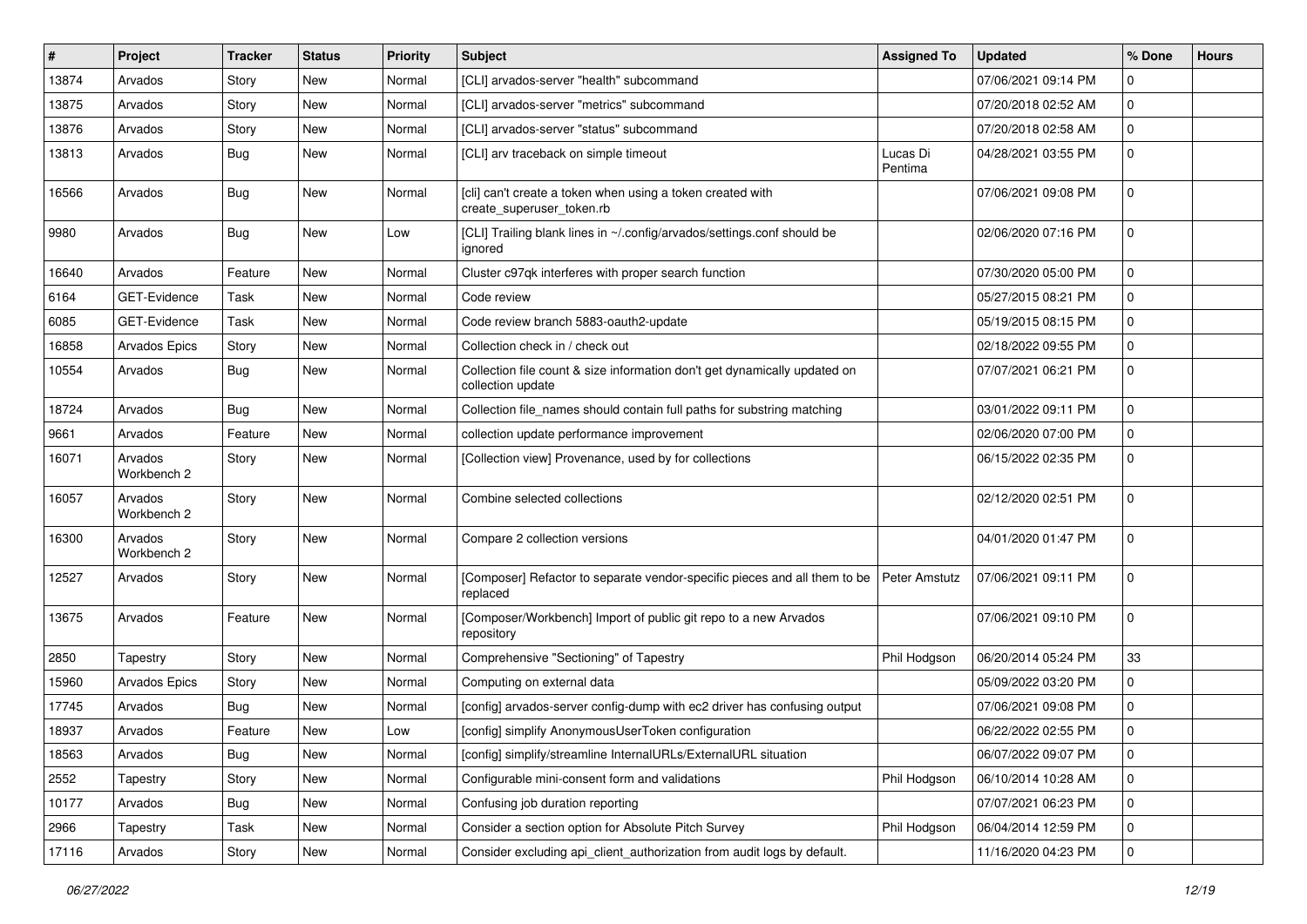| # | Project | Tracker | Status | Priority | Subject | Assigned To | Updated | % Done | Hours |
|---|---|---|---|---|---|---|---|---|---|
| 13874 | Arvados | Story | New | Normal | [CLI] arvados-server "health" subcommand | | 07/06/2021 09:14 PM | 0 | |
| 13875 | Arvados | Story | New | Normal | [CLI] arvados-server "metrics" subcommand | | 07/20/2018 02:52 AM | 0 | |
| 13876 | Arvados | Story | New | Normal | [CLI] arvados-server "status" subcommand | | 07/20/2018 02:58 AM | 0 | |
| 13813 | Arvados | Bug | New | Normal | [CLI] arv traceback on simple timeout | Lucas Di Pentima | 04/28/2021 03:55 PM | 0 | |
| 16566 | Arvados | Bug | New | Normal | [cli] can't create a token when using a token created with create_superuser_token.rb | | 07/06/2021 09:08 PM | 0 | |
| 9980 | Arvados | Bug | New | Low | [CLI] Trailing blank lines in ~/.config/arvados/settings.conf should be ignored | | 02/06/2020 07:16 PM | 0 | |
| 16640 | Arvados | Feature | New | Normal | Cluster c97qk interferes with proper search function | | 07/30/2020 05:00 PM | 0 | |
| 6164 | GET-Evidence | Task | New | Normal | Code review | | 05/27/2015 08:21 PM | 0 | |
| 6085 | GET-Evidence | Task | New | Normal | Code review branch 5883-oauth2-update | | 05/19/2015 08:15 PM | 0 | |
| 16858 | Arvados Epics | Story | New | Normal | Collection check in / check out | | 02/18/2022 09:55 PM | 0 | |
| 10554 | Arvados | Bug | New | Normal | Collection file count & size information don't get dynamically updated on collection update | | 07/07/2021 06:21 PM | 0 | |
| 18724 | Arvados | Bug | New | Normal | Collection file_names should contain full paths for substring matching | | 03/01/2022 09:11 PM | 0 | |
| 9661 | Arvados | Feature | New | Normal | collection update performance improvement | | 02/06/2020 07:00 PM | 0 | |
| 16071 | Arvados Workbench 2 | Story | New | Normal | [Collection view] Provenance, used by for collections | | 06/15/2022 02:35 PM | 0 | |
| 16057 | Arvados Workbench 2 | Story | New | Normal | Combine selected collections | | 02/12/2020 02:51 PM | 0 | |
| 16300 | Arvados Workbench 2 | Story | New | Normal | Compare 2 collection versions | | 04/01/2020 01:47 PM | 0 | |
| 12527 | Arvados | Story | New | Normal | [Composer] Refactor to separate vendor-specific pieces and all them to be replaced | Peter Amstutz | 07/06/2021 09:11 PM | 0 | |
| 13675 | Arvados | Feature | New | Normal | [Composer/Workbench] Import of public git repo to a new Arvados repository | | 07/06/2021 09:10 PM | 0 | |
| 2850 | Tapestry | Story | New | Normal | Comprehensive "Sectioning" of Tapestry | Phil Hodgson | 06/20/2014 05:24 PM | 33 | |
| 15960 | Arvados Epics | Story | New | Normal | Computing on external data | | 05/09/2022 03:20 PM | 0 | |
| 17745 | Arvados | Bug | New | Normal | [config] arvados-server config-dump with ec2 driver has confusing output | | 07/06/2021 09:08 PM | 0 | |
| 18937 | Arvados | Feature | New | Low | [config] simplify AnonymousUserToken configuration | | 06/22/2022 02:55 PM | 0 | |
| 18563 | Arvados | Bug | New | Normal | [config] simplify/streamline InternalURLs/ExternalURL situation | | 06/07/2022 09:07 PM | 0 | |
| 2552 | Tapestry | Story | New | Normal | Configurable mini-consent form and validations | Phil Hodgson | 06/10/2014 10:28 AM | 0 | |
| 10177 | Arvados | Bug | New | Normal | Confusing job duration reporting | | 07/07/2021 06:23 PM | 0 | |
| 2966 | Tapestry | Task | New | Normal | Consider a section option for Absolute Pitch Survey | Phil Hodgson | 06/04/2014 12:59 PM | 0 | |
| 17116 | Arvados | Story | New | Normal | Consider excluding api_client_authorization from audit logs by default. | | 11/16/2020 04:23 PM | 0 | |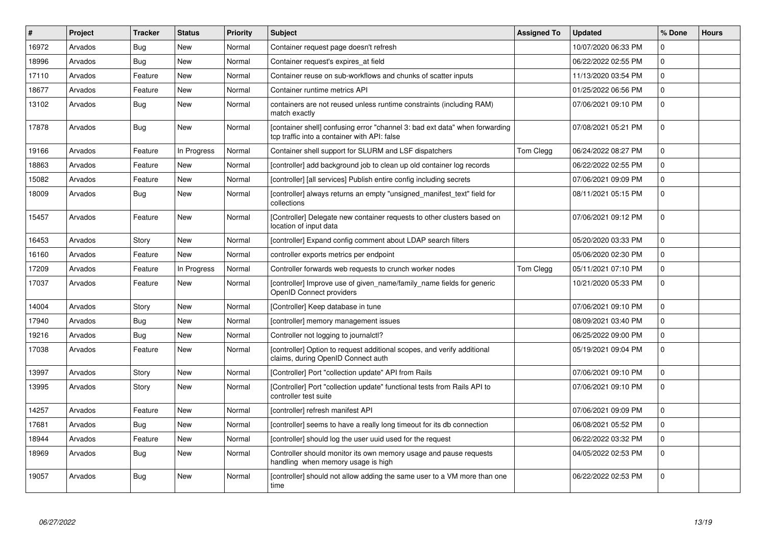| # | Project | Tracker | Status | Priority | Subject | Assigned To | Updated | % Done | Hours |
|---|---|---|---|---|---|---|---|---|---|
| 16972 | Arvados | Bug | New | Normal | Container request page doesn't refresh | | 10/07/2020 06:33 PM | 0 | |
| 18996 | Arvados | Bug | New | Normal | Container request's expires_at field | | 06/22/2022 02:55 PM | 0 | |
| 17110 | Arvados | Feature | New | Normal | Container reuse on sub-workflows and chunks of scatter inputs | | 11/13/2020 03:54 PM | 0 | |
| 18677 | Arvados | Feature | New | Normal | Container runtime metrics API | | 01/25/2022 06:56 PM | 0 | |
| 13102 | Arvados | Bug | New | Normal | containers are not reused unless runtime constraints (including RAM) match exactly | | 07/06/2021 09:10 PM | 0 | |
| 17878 | Arvados | Bug | New | Normal | [container shell] confusing error "channel 3: bad ext data" when forwarding tcp traffic into a container with API: false | | 07/08/2021 05:21 PM | 0 | |
| 19166 | Arvados | Feature | In Progress | Normal | Container shell support for SLURM and LSF dispatchers | Tom Clegg | 06/24/2022 08:27 PM | 0 | |
| 18863 | Arvados | Feature | New | Normal | [controller] add background job to clean up old container log records | | 06/22/2022 02:55 PM | 0 | |
| 15082 | Arvados | Feature | New | Normal | [controller] [all services] Publish entire config including secrets | | 07/06/2021 09:09 PM | 0 | |
| 18009 | Arvados | Bug | New | Normal | [controller] always returns an empty "unsigned_manifest_text" field for collections | | 08/11/2021 05:15 PM | 0 | |
| 15457 | Arvados | Feature | New | Normal | [Controller] Delegate new container requests to other clusters based on location of input data | | 07/06/2021 09:12 PM | 0 | |
| 16453 | Arvados | Story | New | Normal | [controller] Expand config comment about LDAP search filters | | 05/20/2020 03:33 PM | 0 | |
| 16160 | Arvados | Feature | New | Normal | controller exports metrics per endpoint | | 05/06/2020 02:30 PM | 0 | |
| 17209 | Arvados | Feature | In Progress | Normal | Controller forwards web requests to crunch worker nodes | Tom Clegg | 05/11/2021 07:10 PM | 0 | |
| 17037 | Arvados | Feature | New | Normal | [controller] Improve use of given_name/family_name fields for generic OpenID Connect providers | | 10/21/2020 05:33 PM | 0 | |
| 14004 | Arvados | Story | New | Normal | [Controller] Keep database in tune | | 07/06/2021 09:10 PM | 0 | |
| 17940 | Arvados | Bug | New | Normal | [controller] memory management issues | | 08/09/2021 03:40 PM | 0 | |
| 19216 | Arvados | Bug | New | Normal | Controller not logging to journalctl? | | 06/25/2022 09:00 PM | 0 | |
| 17038 | Arvados | Feature | New | Normal | [controller] Option to request additional scopes, and verify additional claims, during OpenID Connect auth | | 05/19/2021 09:04 PM | 0 | |
| 13997 | Arvados | Story | New | Normal | [Controller] Port "collection update" API from Rails | | 07/06/2021 09:10 PM | 0 | |
| 13995 | Arvados | Story | New | Normal | [Controller] Port "collection update" functional tests from Rails API to controller test suite | | 07/06/2021 09:10 PM | 0 | |
| 14257 | Arvados | Feature | New | Normal | [controller] refresh manifest API | | 07/06/2021 09:09 PM | 0 | |
| 17681 | Arvados | Bug | New | Normal | [controller] seems to have a really long timeout for its db connection | | 06/08/2021 05:52 PM | 0 | |
| 18944 | Arvados | Feature | New | Normal | [controller] should log the user uuid used for the request | | 06/22/2022 03:32 PM | 0 | |
| 18969 | Arvados | Bug | New | Normal | Controller should monitor its own memory usage and pause requests handling when memory usage is high | | 04/05/2022 02:53 PM | 0 | |
| 19057 | Arvados | Bug | New | Normal | [controller] should not allow adding the same user to a VM more than one time | | 06/22/2022 02:53 PM | 0 | |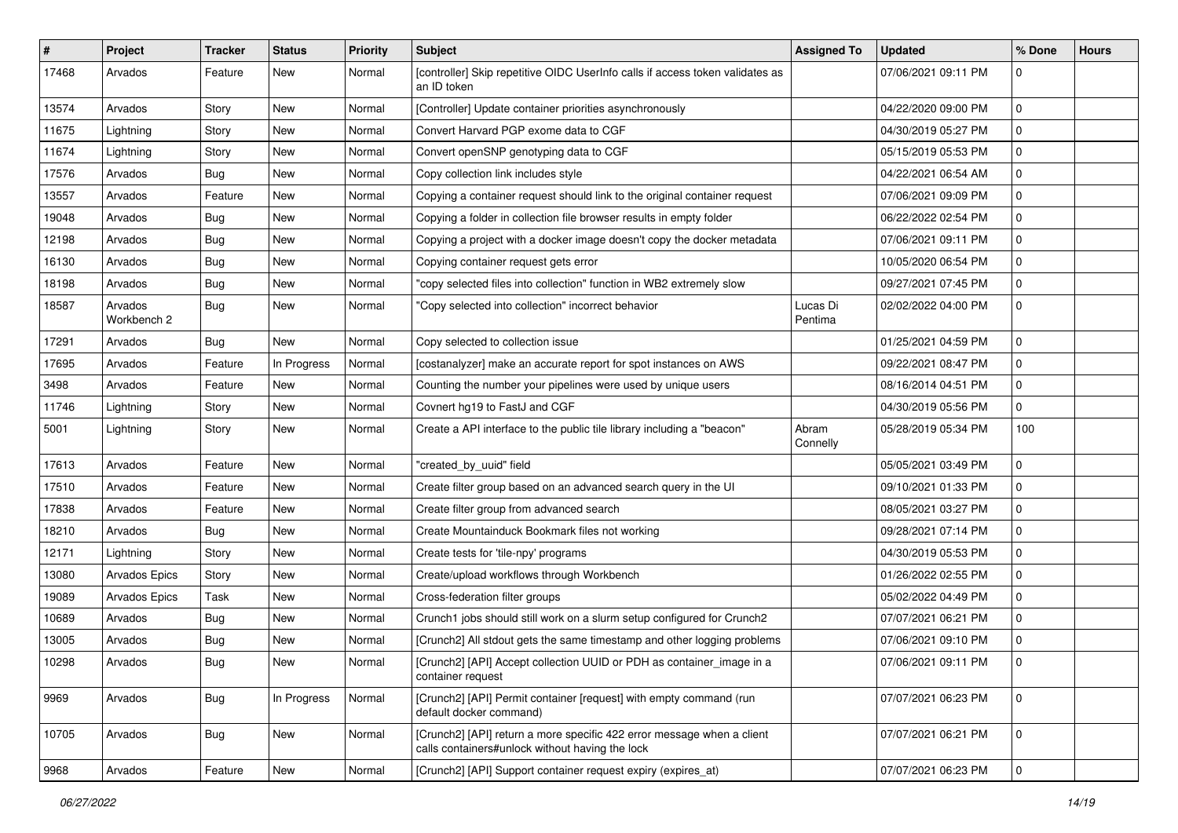| # | Project | Tracker | Status | Priority | Subject | Assigned To | Updated | % Done | Hours |
|---|---|---|---|---|---|---|---|---|---|
| 17468 | Arvados | Feature | New | Normal | [controller] Skip repetitive OIDC UserInfo calls if access token validates as an ID token | | 07/06/2021 09:11 PM | 0 | |
| 13574 | Arvados | Story | New | Normal | [Controller] Update container priorities asynchronously | | 04/22/2020 09:00 PM | 0 | |
| 11675 | Lightning | Story | New | Normal | Convert Harvard PGP exome data to CGF | | 04/30/2019 05:27 PM | 0 | |
| 11674 | Lightning | Story | New | Normal | Convert openSNP genotyping data to CGF | | 05/15/2019 05:53 PM | 0 | |
| 17576 | Arvados | Bug | New | Normal | Copy collection link includes style | | 04/22/2021 06:54 AM | 0 | |
| 13557 | Arvados | Feature | New | Normal | Copying a container request should link to the original container request | | 07/06/2021 09:09 PM | 0 | |
| 19048 | Arvados | Bug | New | Normal | Copying a folder in collection file browser results in empty folder | | 06/22/2022 02:54 PM | 0 | |
| 12198 | Arvados | Bug | New | Normal | Copying a project with a docker image doesn't copy the docker metadata | | 07/06/2021 09:11 PM | 0 | |
| 16130 | Arvados | Bug | New | Normal | Copying container request gets error | | 10/05/2020 06:54 PM | 0 | |
| 18198 | Arvados | Bug | New | Normal | "copy selected files into collection" function in WB2 extremely slow | | 09/27/2021 07:45 PM | 0 | |
| 18587 | Arvados Workbench 2 | Bug | New | Normal | "Copy selected into collection" incorrect behavior | Lucas Di Pentima | 02/02/2022 04:00 PM | 0 | |
| 17291 | Arvados | Bug | New | Normal | Copy selected to collection issue | | 01/25/2021 04:59 PM | 0 | |
| 17695 | Arvados | Feature | In Progress | Normal | [costanalyzer] make an accurate report for spot instances on AWS | | 09/22/2021 08:47 PM | 0 | |
| 3498 | Arvados | Feature | New | Normal | Counting the number your pipelines were used by unique users | | 08/16/2014 04:51 PM | 0 | |
| 11746 | Lightning | Story | New | Normal | Covnert hg19 to FastJ and CGF | | 04/30/2019 05:56 PM | 0 | |
| 5001 | Lightning | Story | New | Normal | Create a API interface to the public tile library including a "beacon" | Abram Connelly | 05/28/2019 05:34 PM | 100 | |
| 17613 | Arvados | Feature | New | Normal | "created_by_uuid" field | | 05/05/2021 03:49 PM | 0 | |
| 17510 | Arvados | Feature | New | Normal | Create filter group based on an advanced search query in the UI | | 09/10/2021 01:33 PM | 0 | |
| 17838 | Arvados | Feature | New | Normal | Create filter group from advanced search | | 08/05/2021 03:27 PM | 0 | |
| 18210 | Arvados | Bug | New | Normal | Create Mountainduck Bookmark files not working | | 09/28/2021 07:14 PM | 0 | |
| 12171 | Lightning | Story | New | Normal | Create tests for 'tile-npy' programs | | 04/30/2019 05:53 PM | 0 | |
| 13080 | Arvados Epics | Story | New | Normal | Create/upload workflows through Workbench | | 01/26/2022 02:55 PM | 0 | |
| 19089 | Arvados Epics | Task | New | Normal | Cross-federation filter groups | | 05/02/2022 04:49 PM | 0 | |
| 10689 | Arvados | Bug | New | Normal | Crunch1 jobs should still work on a slurm setup configured for Crunch2 | | 07/07/2021 06:21 PM | 0 | |
| 13005 | Arvados | Bug | New | Normal | [Crunch2] All stdout gets the same timestamp and other logging problems | | 07/06/2021 09:10 PM | 0 | |
| 10298 | Arvados | Bug | New | Normal | [Crunch2] [API] Accept collection UUID or PDH as container_image in a container request | | 07/06/2021 09:11 PM | 0 | |
| 9969 | Arvados | Bug | In Progress | Normal | [Crunch2] [API] Permit container [request] with empty command (run default docker command) | | 07/07/2021 06:23 PM | 0 | |
| 10705 | Arvados | Bug | New | Normal | [Crunch2] [API] return a more specific 422 error message when a client calls containers#unlock without having the lock | | 07/07/2021 06:21 PM | 0 | |
| 9968 | Arvados | Feature | New | Normal | [Crunch2] [API] Support container request expiry (expires_at) | | 07/07/2021 06:23 PM | 0 | |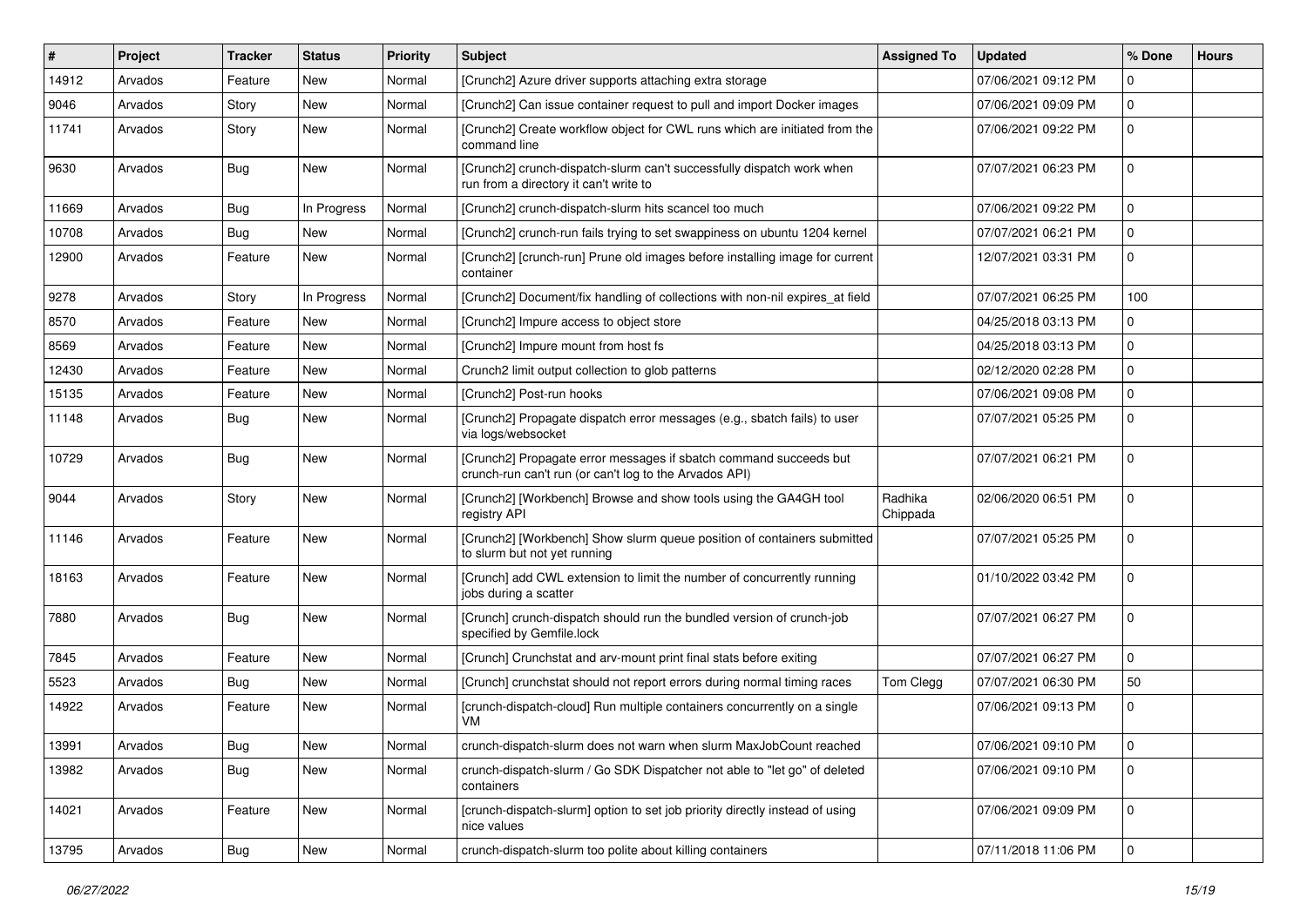| # | Project | Tracker | Status | Priority | Subject | Assigned To | Updated | % Done | Hours |
|---|---|---|---|---|---|---|---|---|---|
| 14912 | Arvados | Feature | New | Normal | [Crunch2] Azure driver supports attaching extra storage | | 07/06/2021 09:12 PM | 0 | |
| 9046 | Arvados | Story | New | Normal | [Crunch2] Can issue container request to pull and import Docker images | | 07/06/2021 09:09 PM | 0 | |
| 11741 | Arvados | Story | New | Normal | [Crunch2] Create workflow object for CWL runs which are initiated from the command line | | 07/06/2021 09:22 PM | 0 | |
| 9630 | Arvados | Bug | New | Normal | [Crunch2] crunch-dispatch-slurm can't successfully dispatch work when run from a directory it can't write to | | 07/07/2021 06:23 PM | 0 | |
| 11669 | Arvados | Bug | In Progress | Normal | [Crunch2] crunch-dispatch-slurm hits scancel too much | | 07/06/2021 09:22 PM | 0 | |
| 10708 | Arvados | Bug | New | Normal | [Crunch2] crunch-run fails trying to set swappiness on ubuntu 1204 kernel | | 07/07/2021 06:21 PM | 0 | |
| 12900 | Arvados | Feature | New | Normal | [Crunch2] [crunch-run] Prune old images before installing image for current container | | 12/07/2021 03:31 PM | 0 | |
| 9278 | Arvados | Story | In Progress | Normal | [Crunch2] Document/fix handling of collections with non-nil expires_at field | | 07/07/2021 06:25 PM | 100 | |
| 8570 | Arvados | Feature | New | Normal | [Crunch2] Impure access to object store | | 04/25/2018 03:13 PM | 0 | |
| 8569 | Arvados | Feature | New | Normal | [Crunch2] Impure mount from host fs | | 04/25/2018 03:13 PM | 0 | |
| 12430 | Arvados | Feature | New | Normal | Crunch2 limit output collection to glob patterns | | 02/12/2020 02:28 PM | 0 | |
| 15135 | Arvados | Feature | New | Normal | [Crunch2] Post-run hooks | | 07/06/2021 09:08 PM | 0 | |
| 11148 | Arvados | Bug | New | Normal | [Crunch2] Propagate dispatch error messages (e.g., sbatch fails) to user via logs/websocket | | 07/07/2021 05:25 PM | 0 | |
| 10729 | Arvados | Bug | New | Normal | [Crunch2] Propagate error messages if sbatch command succeeds but crunch-run can't run (or can't log to the Arvados API) | | 07/07/2021 06:21 PM | 0 | |
| 9044 | Arvados | Story | New | Normal | [Crunch2] [Workbench] Browse and show tools using the GA4GH tool registry API | Radhika Chippada | 02/06/2020 06:51 PM | 0 | |
| 11146 | Arvados | Feature | New | Normal | [Crunch2] [Workbench] Show slurm queue position of containers submitted to slurm but not yet running | | 07/07/2021 05:25 PM | 0 | |
| 18163 | Arvados | Feature | New | Normal | [Crunch] add CWL extension to limit the number of concurrently running jobs during a scatter | | 01/10/2022 03:42 PM | 0 | |
| 7880 | Arvados | Bug | New | Normal | [Crunch] crunch-dispatch should run the bundled version of crunch-job specified by Gemfile.lock | | 07/07/2021 06:27 PM | 0 | |
| 7845 | Arvados | Feature | New | Normal | [Crunch] Crunchstat and arv-mount print final stats before exiting | | 07/07/2021 06:27 PM | 0 | |
| 5523 | Arvados | Bug | New | Normal | [Crunch] crunchstat should not report errors during normal timing races | Tom Clegg | 07/07/2021 06:30 PM | 50 | |
| 14922 | Arvados | Feature | New | Normal | [crunch-dispatch-cloud] Run multiple containers concurrently on a single VM | | 07/06/2021 09:13 PM | 0 | |
| 13991 | Arvados | Bug | New | Normal | crunch-dispatch-slurm does not warn when slurm MaxJobCount reached | | 07/06/2021 09:10 PM | 0 | |
| 13982 | Arvados | Bug | New | Normal | crunch-dispatch-slurm / Go SDK Dispatcher not able to "let go" of deleted containers | | 07/06/2021 09:10 PM | 0 | |
| 14021 | Arvados | Feature | New | Normal | [crunch-dispatch-slurm] option to set job priority directly instead of using nice values | | 07/06/2021 09:09 PM | 0 | |
| 13795 | Arvados | Bug | New | Normal | crunch-dispatch-slurm too polite about killing containers | | 07/11/2018 11:06 PM | 0 | |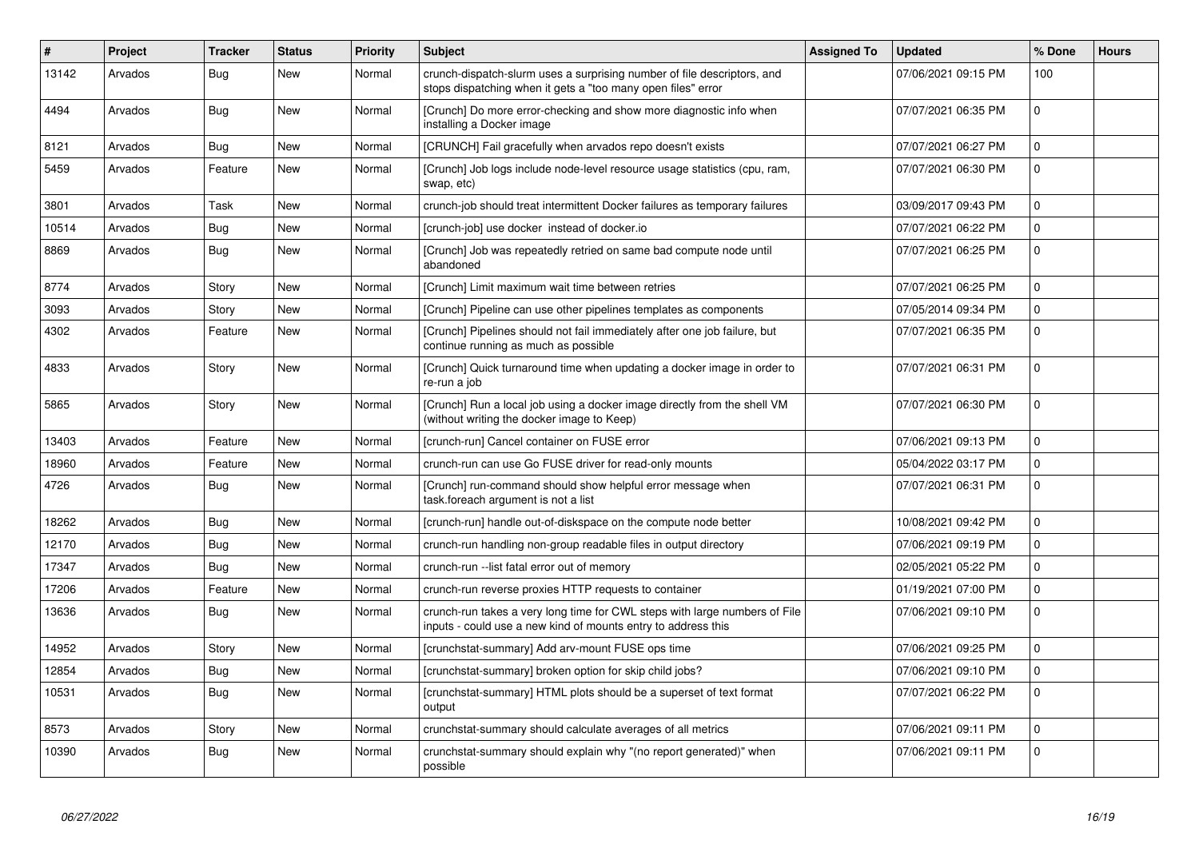| # | Project | Tracker | Status | Priority | Subject | Assigned To | Updated | % Done | Hours |
|---|---|---|---|---|---|---|---|---|---|
| 13142 | Arvados | Bug | New | Normal | crunch-dispatch-slurm uses a surprising number of file descriptors, and stops dispatching when it gets a "too many open files" error | | 07/06/2021 09:15 PM | 100 | |
| 4494 | Arvados | Bug | New | Normal | [Crunch] Do more error-checking and show more diagnostic info when installing a Docker image | | 07/07/2021 06:35 PM | 0 | |
| 8121 | Arvados | Bug | New | Normal | [CRUNCH] Fail gracefully when arvados repo doesn't exists | | 07/07/2021 06:27 PM | 0 | |
| 5459 | Arvados | Feature | New | Normal | [Crunch] Job logs include node-level resource usage statistics (cpu, ram, swap, etc) | | 07/07/2021 06:30 PM | 0 | |
| 3801 | Arvados | Task | New | Normal | crunch-job should treat intermittent Docker failures as temporary failures | | 03/09/2017 09:43 PM | 0 | |
| 10514 | Arvados | Bug | New | Normal | [crunch-job] use docker instead of docker.io | | 07/07/2021 06:22 PM | 0 | |
| 8869 | Arvados | Bug | New | Normal | [Crunch] Job was repeatedly retried on same bad compute node until abandoned | | 07/07/2021 06:25 PM | 0 | |
| 8774 | Arvados | Story | New | Normal | [Crunch] Limit maximum wait time between retries | | 07/07/2021 06:25 PM | 0 | |
| 3093 | Arvados | Story | New | Normal | [Crunch] Pipeline can use other pipelines templates as components | | 07/05/2014 09:34 PM | 0 | |
| 4302 | Arvados | Feature | New | Normal | [Crunch] Pipelines should not fail immediately after one job failure, but continue running as much as possible | | 07/07/2021 06:35 PM | 0 | |
| 4833 | Arvados | Story | New | Normal | [Crunch] Quick turnaround time when updating a docker image in order to re-run a job | | 07/07/2021 06:31 PM | 0 | |
| 5865 | Arvados | Story | New | Normal | [Crunch] Run a local job using a docker image directly from the shell VM (without writing the docker image to Keep) | | 07/07/2021 06:30 PM | 0 | |
| 13403 | Arvados | Feature | New | Normal | [crunch-run] Cancel container on FUSE error | | 07/06/2021 09:13 PM | 0 | |
| 18960 | Arvados | Feature | New | Normal | crunch-run can use Go FUSE driver for read-only mounts | | 05/04/2022 03:17 PM | 0 | |
| 4726 | Arvados | Bug | New | Normal | [Crunch] run-command should show helpful error message when task.foreach argument is not a list | | 07/07/2021 06:31 PM | 0 | |
| 18262 | Arvados | Bug | New | Normal | [crunch-run] handle out-of-diskspace on the compute node better | | 10/08/2021 09:42 PM | 0 | |
| 12170 | Arvados | Bug | New | Normal | crunch-run handling non-group readable files in output directory | | 07/06/2021 09:19 PM | 0 | |
| 17347 | Arvados | Bug | New | Normal | crunch-run --list fatal error out of memory | | 02/05/2021 05:22 PM | 0 | |
| 17206 | Arvados | Feature | New | Normal | crunch-run reverse proxies HTTP requests to container | | 01/19/2021 07:00 PM | 0 | |
| 13636 | Arvados | Bug | New | Normal | crunch-run takes a very long time for CWL steps with large numbers of File inputs - could use a new kind of mounts entry to address this | | 07/06/2021 09:10 PM | 0 | |
| 14952 | Arvados | Story | New | Normal | [crunchstat-summary] Add arv-mount FUSE ops time | | 07/06/2021 09:25 PM | 0 | |
| 12854 | Arvados | Bug | New | Normal | [crunchstat-summary] broken option for skip child jobs? | | 07/06/2021 09:10 PM | 0 | |
| 10531 | Arvados | Bug | New | Normal | [crunchstat-summary] HTML plots should be a superset of text format output | | 07/07/2021 06:22 PM | 0 | |
| 8573 | Arvados | Story | New | Normal | crunchstat-summary should calculate averages of all metrics | | 07/06/2021 09:11 PM | 0 | |
| 10390 | Arvados | Bug | New | Normal | crunchstat-summary should explain why "(no report generated)" when possible | | 07/06/2021 09:11 PM | 0 | |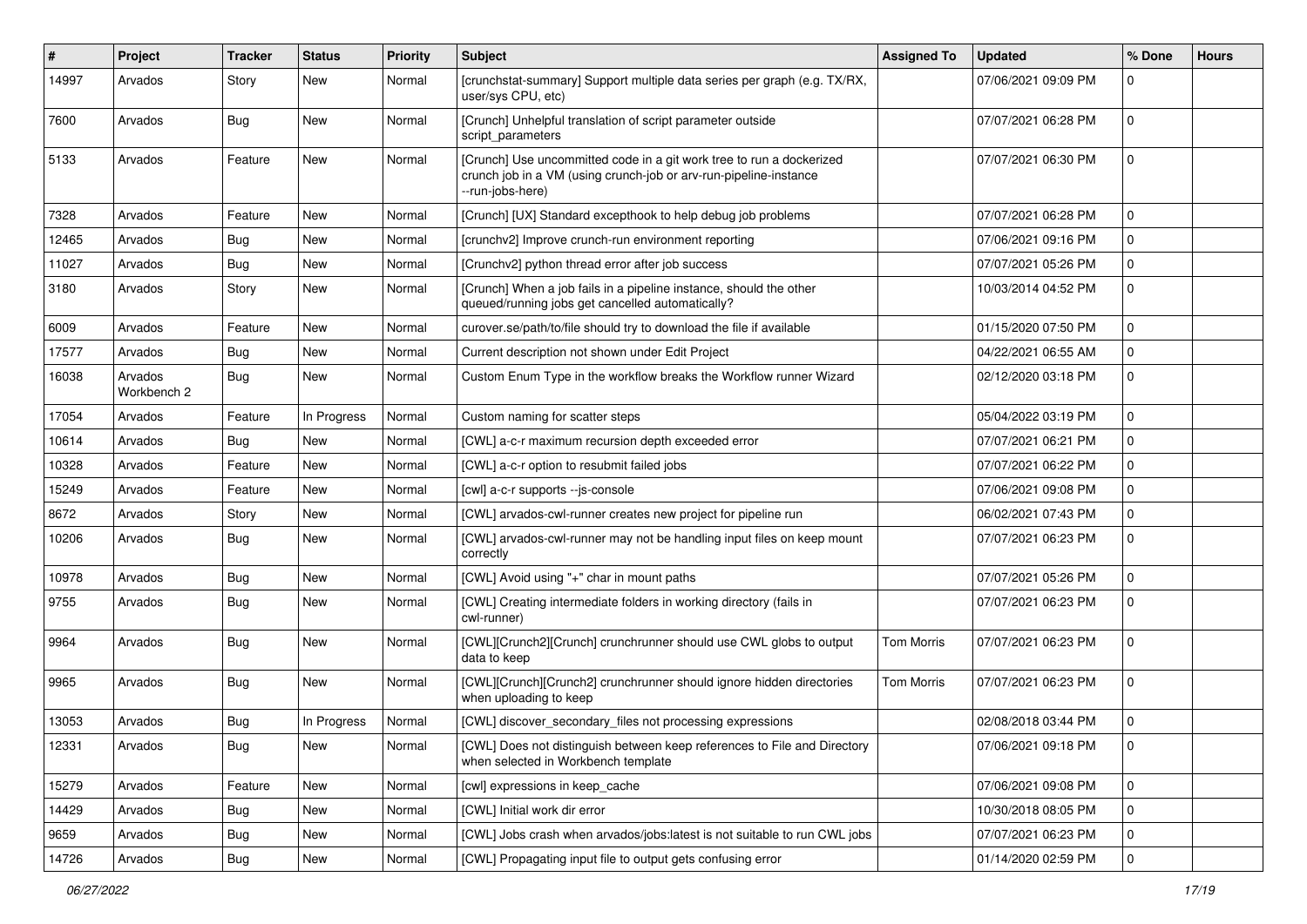| # | Project | Tracker | Status | Priority | Subject | Assigned To | Updated | % Done | Hours |
|---|---|---|---|---|---|---|---|---|---|
| 14997 | Arvados | Story | New | Normal | [crunchstat-summary] Support multiple data series per graph (e.g. TX/RX, user/sys CPU, etc) | | 07/06/2021 09:09 PM | 0 | |
| 7600 | Arvados | Bug | New | Normal | [Crunch] Unhelpful translation of script parameter outside script_parameters | | 07/07/2021 06:28 PM | 0 | |
| 5133 | Arvados | Feature | New | Normal | [Crunch] Use uncommitted code in a git work tree to run a dockerized crunch job in a VM (using crunch-job or arv-run-pipeline-instance --run-jobs-here) | | 07/07/2021 06:30 PM | 0 | |
| 7328 | Arvados | Feature | New | Normal | [Crunch] [UX] Standard excepthook to help debug job problems | | 07/07/2021 06:28 PM | 0 | |
| 12465 | Arvados | Bug | New | Normal | [crunchv2] Improve crunch-run environment reporting | | 07/06/2021 09:16 PM | 0 | |
| 11027 | Arvados | Bug | New | Normal | [Crunchv2] python thread error after job success | | 07/07/2021 05:26 PM | 0 | |
| 3180 | Arvados | Story | New | Normal | [Crunch] When a job fails in a pipeline instance, should the other queued/running jobs get cancelled automatically? | | 10/03/2014 04:52 PM | 0 | |
| 6009 | Arvados | Feature | New | Normal | curover.se/path/to/file should try to download the file if available | | 01/15/2020 07:50 PM | 0 | |
| 17577 | Arvados | Bug | New | Normal | Current description not shown under Edit Project | | 04/22/2021 06:55 AM | 0 | |
| 16038 | Arvados Workbench 2 | Bug | New | Normal | Custom Enum Type in the workflow breaks the Workflow runner Wizard | | 02/12/2020 03:18 PM | 0 | |
| 17054 | Arvados | Feature | In Progress | Normal | Custom naming for scatter steps | | 05/04/2022 03:19 PM | 0 | |
| 10614 | Arvados | Bug | New | Normal | [CWL] a-c-r maximum recursion depth exceeded error | | 07/07/2021 06:21 PM | 0 | |
| 10328 | Arvados | Feature | New | Normal | [CWL] a-c-r option to resubmit failed jobs | | 07/07/2021 06:22 PM | 0 | |
| 15249 | Arvados | Feature | New | Normal | [cwl] a-c-r supports --js-console | | 07/06/2021 09:08 PM | 0 | |
| 8672 | Arvados | Story | New | Normal | [CWL] arvados-cwl-runner creates new project for pipeline run | | 06/02/2021 07:43 PM | 0 | |
| 10206 | Arvados | Bug | New | Normal | [CWL] arvados-cwl-runner may not be handling input files on keep mount correctly | | 07/07/2021 06:23 PM | 0 | |
| 10978 | Arvados | Bug | New | Normal | [CWL] Avoid using "+" char in mount paths | | 07/07/2021 05:26 PM | 0 | |
| 9755 | Arvados | Bug | New | Normal | [CWL] Creating intermediate folders in working directory (fails in cwl-runner) | | 07/07/2021 06:23 PM | 0 | |
| 9964 | Arvados | Bug | New | Normal | [CWL][Crunch2][Crunch] crunchrunner should use CWL globs to output data to keep | Tom Morris | 07/07/2021 06:23 PM | 0 | |
| 9965 | Arvados | Bug | New | Normal | [CWL][Crunch][Crunch2] crunchrunner should ignore hidden directories when uploading to keep | Tom Morris | 07/07/2021 06:23 PM | 0 | |
| 13053 | Arvados | Bug | In Progress | Normal | [CWL] discover_secondary_files not processing expressions | | 02/08/2018 03:44 PM | 0 | |
| 12331 | Arvados | Bug | New | Normal | [CWL] Does not distinguish between keep references to File and Directory when selected in Workbench template | | 07/06/2021 09:18 PM | 0 | |
| 15279 | Arvados | Feature | New | Normal | [cwl] expressions in keep_cache | | 07/06/2021 09:08 PM | 0 | |
| 14429 | Arvados | Bug | New | Normal | [CWL] Initial work dir error | | 10/30/2018 08:05 PM | 0 | |
| 9659 | Arvados | Bug | New | Normal | [CWL] Jobs crash when arvados/jobs:latest is not suitable to run CWL jobs | | 07/07/2021 06:23 PM | 0 | |
| 14726 | Arvados | Bug | New | Normal | [CWL] Propagating input file to output gets confusing error | | 01/14/2020 02:59 PM | 0 | |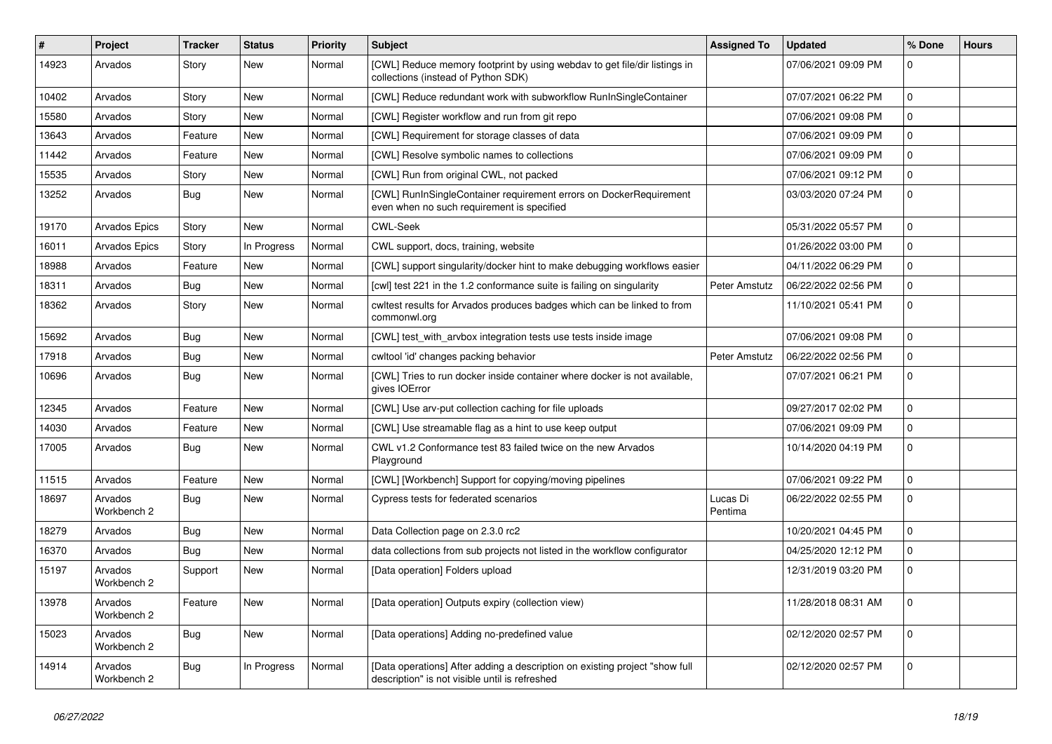| # | Project | Tracker | Status | Priority | Subject | Assigned To | Updated | % Done | Hours |
|---|---|---|---|---|---|---|---|---|---|
| 14923 | Arvados | Story | New | Normal | [CWL] Reduce memory footprint by using webdav to get file/dir listings in collections (instead of Python SDK) | | 07/06/2021 09:09 PM | 0 | |
| 10402 | Arvados | Story | New | Normal | [CWL] Reduce redundant work with subworkflow RunInSingleContainer | | 07/07/2021 06:22 PM | 0 | |
| 15580 | Arvados | Story | New | Normal | [CWL] Register workflow and run from git repo | | 07/06/2021 09:08 PM | 0 | |
| 13643 | Arvados | Feature | New | Normal | [CWL] Requirement for storage classes of data | | 07/06/2021 09:09 PM | 0 | |
| 11442 | Arvados | Feature | New | Normal | [CWL] Resolve symbolic names to collections | | 07/06/2021 09:09 PM | 0 | |
| 15535 | Arvados | Story | New | Normal | [CWL] Run from original CWL, not packed | | 07/06/2021 09:12 PM | 0 | |
| 13252 | Arvados | Bug | New | Normal | [CWL] RunInSingleContainer requirement errors on DockerRequirement even when no such requirement is specified | | 03/03/2020 07:24 PM | 0 | |
| 19170 | Arvados Epics | Story | New | Normal | CWL-Seek | | 05/31/2022 05:57 PM | 0 | |
| 16011 | Arvados Epics | Story | In Progress | Normal | CWL support, docs, training, website | | 01/26/2022 03:00 PM | 0 | |
| 18988 | Arvados | Feature | New | Normal | [CWL] support singularity/docker hint to make debugging workflows easier | | 04/11/2022 06:29 PM | 0 | |
| 18311 | Arvados | Bug | New | Normal | [cwl] test 221 in the 1.2 conformance suite is failing on singularity | Peter Amstutz | 06/22/2022 02:56 PM | 0 | |
| 18362 | Arvados | Story | New | Normal | cwltest results for Arvados produces badges which can be linked to from commonwl.org | | 11/10/2021 05:41 PM | 0 | |
| 15692 | Arvados | Bug | New | Normal | [CWL] test_with_arvbox integration tests use tests inside image | | 07/06/2021 09:08 PM | 0 | |
| 17918 | Arvados | Bug | New | Normal | cwltool 'id' changes packing behavior | Peter Amstutz | 06/22/2022 02:56 PM | 0 | |
| 10696 | Arvados | Bug | New | Normal | [CWL] Tries to run docker inside container where docker is not available, gives IOError | | 07/07/2021 06:21 PM | 0 | |
| 12345 | Arvados | Feature | New | Normal | [CWL] Use arv-put collection caching for file uploads | | 09/27/2017 02:02 PM | 0 | |
| 14030 | Arvados | Feature | New | Normal | [CWL] Use streamable flag as a hint to use keep output | | 07/06/2021 09:09 PM | 0 | |
| 17005 | Arvados | Bug | New | Normal | CWL v1.2 Conformance test 83 failed twice on the new Arvados Playground | | 10/14/2020 04:19 PM | 0 | |
| 11515 | Arvados | Feature | New | Normal | [CWL] [Workbench] Support for copying/moving pipelines | | 07/06/2021 09:22 PM | 0 | |
| 18697 | Arvados Workbench 2 | Bug | New | Normal | Cypress tests for federated scenarios | Lucas Di Pentima | 06/22/2022 02:55 PM | 0 | |
| 18279 | Arvados | Bug | New | Normal | Data Collection page on 2.3.0 rc2 | | 10/20/2021 04:45 PM | 0 | |
| 16370 | Arvados | Bug | New | Normal | data collections from sub projects not listed in the workflow configurator | | 04/25/2020 12:12 PM | 0 | |
| 15197 | Arvados Workbench 2 | Support | New | Normal | [Data operation] Folders upload | | 12/31/2019 03:20 PM | 0 | |
| 13978 | Arvados Workbench 2 | Feature | New | Normal | [Data operation] Outputs expiry (collection view) | | 11/28/2018 08:31 AM | 0 | |
| 15023 | Arvados Workbench 2 | Bug | New | Normal | [Data operations] Adding no-predefined value | | 02/12/2020 02:57 PM | 0 | |
| 14914 | Arvados Workbench 2 | Bug | In Progress | Normal | [Data operations] After adding a description on existing project "show full description" is not visible until is refreshed | | 02/12/2020 02:57 PM | 0 | |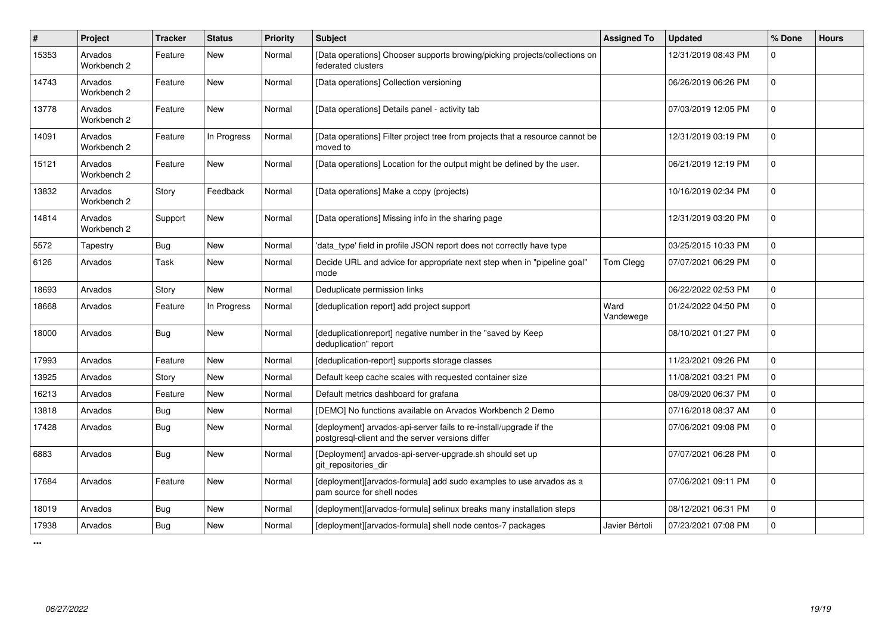| # | Project | Tracker | Status | Priority | Subject | Assigned To | Updated | % Done | Hours |
|---|---|---|---|---|---|---|---|---|---|
| 15353 | Arvados Workbench 2 | Feature | New | Normal | [Data operations] Chooser supports browing/picking projects/collections on federated clusters | | 12/31/2019 08:43 PM | 0 | |
| 14743 | Arvados Workbench 2 | Feature | New | Normal | [Data operations] Collection versioning | | 06/26/2019 06:26 PM | 0 | |
| 13778 | Arvados Workbench 2 | Feature | New | Normal | [Data operations] Details panel - activity tab | | 07/03/2019 12:05 PM | 0 | |
| 14091 | Arvados Workbench 2 | Feature | In Progress | Normal | [Data operations] Filter project tree from projects that a resource cannot be moved to | | 12/31/2019 03:19 PM | 0 | |
| 15121 | Arvados Workbench 2 | Feature | New | Normal | [Data operations] Location for the output might be defined by the user. | | 06/21/2019 12:19 PM | 0 | |
| 13832 | Arvados Workbench 2 | Story | Feedback | Normal | [Data operations] Make a copy (projects) | | 10/16/2019 02:34 PM | 0 | |
| 14814 | Arvados Workbench 2 | Support | New | Normal | [Data operations] Missing info in the sharing page | | 12/31/2019 03:20 PM | 0 | |
| 5572 | Tapestry | Bug | New | Normal | 'data_type' field in profile JSON report does not correctly have type | | 03/25/2015 10:33 PM | 0 | |
| 6126 | Arvados | Task | New | Normal | Decide URL and advice for appropriate next step when in "pipeline goal" mode | Tom Clegg | 07/07/2021 06:29 PM | 0 | |
| 18693 | Arvados | Story | New | Normal | Deduplicate permission links | | 06/22/2022 02:53 PM | 0 | |
| 18668 | Arvados | Feature | In Progress | Normal | [deduplication report] add project support | Ward Vandewege | 01/24/2022 04:50 PM | 0 | |
| 18000 | Arvados | Bug | New | Normal | [deduplicationreport] negative number in the "saved by Keep deduplication" report | | 08/10/2021 01:27 PM | 0 | |
| 17993 | Arvados | Feature | New | Normal | [deduplication-report] supports storage classes | | 11/23/2021 09:26 PM | 0 | |
| 13925 | Arvados | Story | New | Normal | Default keep cache scales with requested container size | | 11/08/2021 03:21 PM | 0 | |
| 16213 | Arvados | Feature | New | Normal | Default metrics dashboard for grafana | | 08/09/2020 06:37 PM | 0 | |
| 13818 | Arvados | Bug | New | Normal | [DEMO] No functions available on Arvados Workbench 2 Demo | | 07/16/2018 08:37 AM | 0 | |
| 17428 | Arvados | Bug | New | Normal | [deployment] arvados-api-server fails to re-install/upgrade if the postgresql-client and the server versions differ | | 07/06/2021 09:08 PM | 0 | |
| 6883 | Arvados | Bug | New | Normal | [Deployment] arvados-api-server-upgrade.sh should set up git_repositories_dir | | 07/07/2021 06:28 PM | 0 | |
| 17684 | Arvados | Feature | New | Normal | [deployment][arvados-formula] add sudo examples to use arvados as a pam source for shell nodes | | 07/06/2021 09:11 PM | 0 | |
| 18019 | Arvados | Bug | New | Normal | [deployment][arvados-formula] selinux breaks many installation steps | | 08/12/2021 06:31 PM | 0 | |
| 17938 | Arvados | Bug | New | Normal | [deployment][arvados-formula] shell node centos-7 packages | Javier Bértoli | 07/23/2021 07:08 PM | 0 | |

...